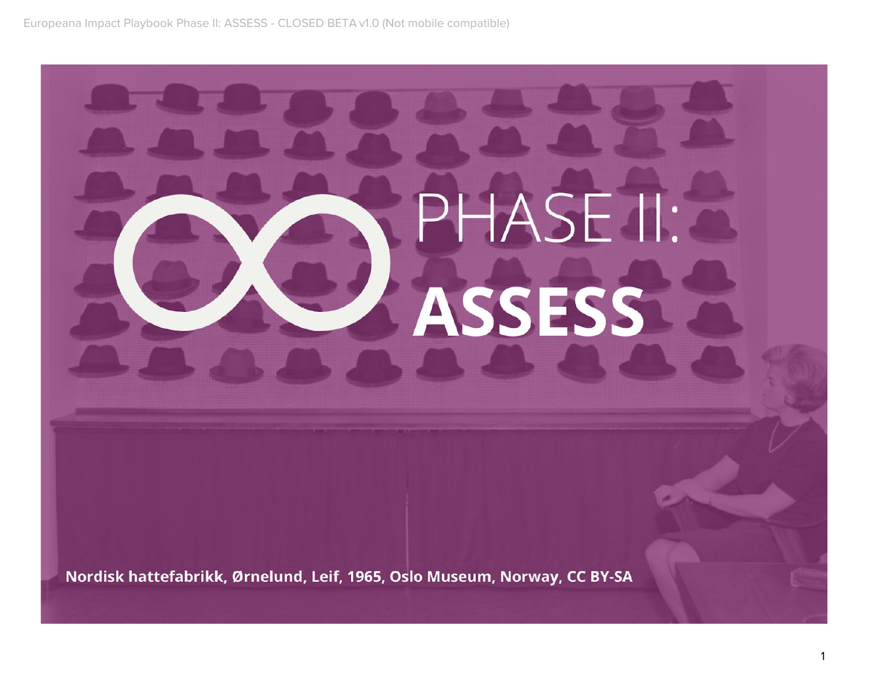# PHASE II:

# ASSESS

Nordisk hattefabrikk, Ørnelund, Leif, 1965, Oslo Museum, Norway, CC BY-SA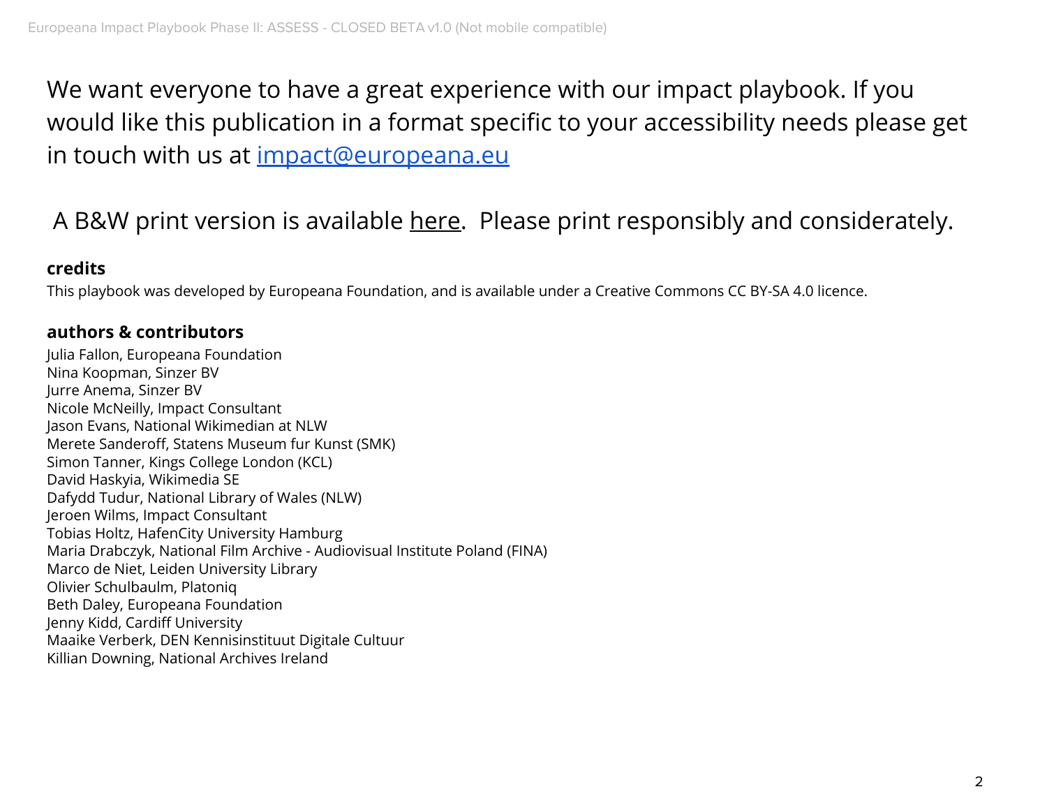We want everyone to have a great experience with our impact playbook. If you would like this publication in a format specific to your accessibility needs please get in touch with us at [impact@europeana.eu](mailto:impact@europeana.eu)

A B&W print version is available here. Please print responsibly and considerately.

### credits

This playbook was developed by Europeana Foundation, and is available under a Creative Commons CC BY-SA 4.0 licence.

### authors & contributors

Julia Fallon, Europeana Foundation
Nina Koopman, Sinzer BV
Jurre Anema, Sinzer BV
Nicole McNeilly, Impact Consultant
Jason Evans, National Wikimedian at NLW
Merete Sanderoff, Statens Museum fur Kunst (SMK)
Simon Tanner, Kings College London (KCL)
David Haskyia, Wikimedia SE
Dafydd Tudur, National Library of Wales (NLW)
Jeroen Wilms, Impact Consultant
Tobias Holtz, HafenCity University Hamburg
Maria Drabczyk, National Film Archive - Audiovisual Institute Poland (FINA)
Marco de Niet, Leiden University Library
Olivier Schulbaulm, Platoniq
Beth Daley, Europeana Foundation
Jenny Kidd, Cardiff University
Maaike Verberk, DEN Kennisinstituut Digitale Cultuur
Killian Downing, National Archives Ireland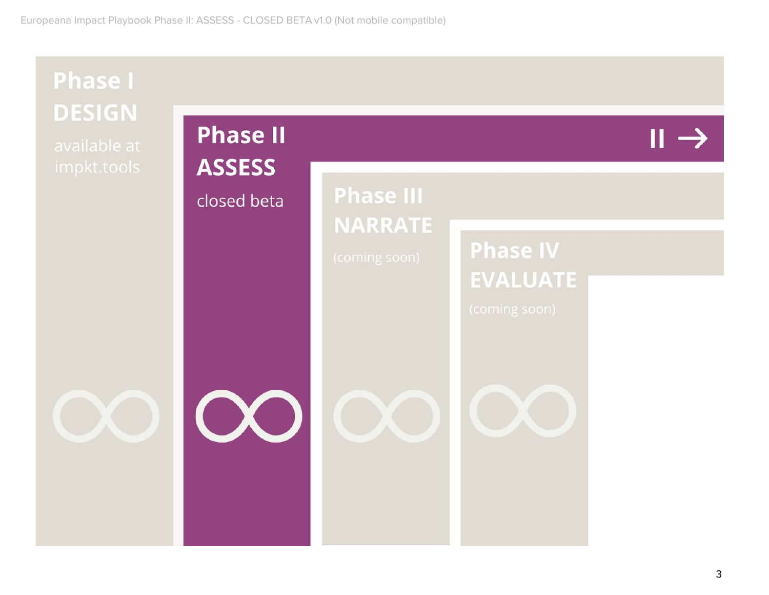## Phase I DESIGN

available at impkt.tools

## Phase II ASSESS

closed beta

## Phase III NARRATE

(coming soon)

## Phase IV EVALUATE

(coming soon)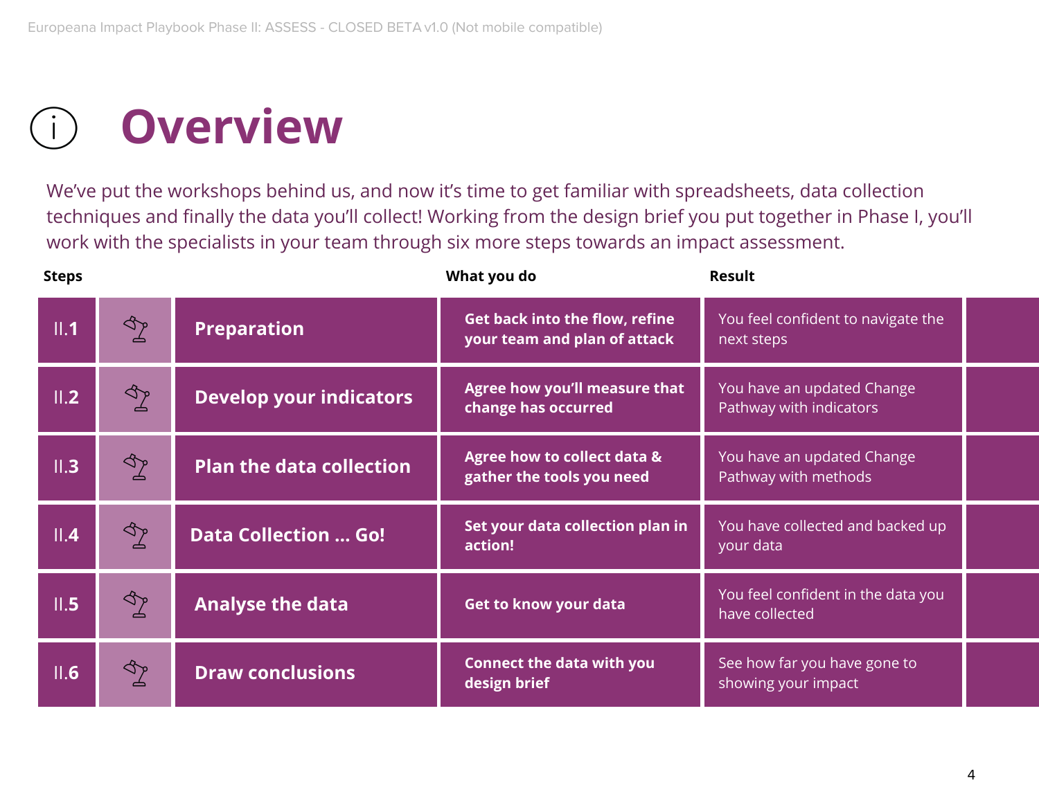# Overview

We've put the workshops behind us, and now it's time to get familiar with spreadsheets, data collection techniques and finally the data you'll collect! Working from the design brief you put together in Phase I, you'll work with the specialists in your team through six more steps towards an impact assessment.

| Steps | | | What you do | Result |
|---|---|---|---|---|
| II.1 | | Preparation | **Get back into the flow, refine your team and plan of attack** | You feel confident to navigate the next steps |
| II.2 | | Develop your indicators | **Agree how you'll measure that change has occurred** | You have an updated Change Pathway with indicators |
| II.3 | | Plan the data collection | **Agree how to collect data & gather the tools you need** | You have an updated Change Pathway with methods |
| II.4 | | Data Collection ... Go! | **Set your data collection plan in action!** | You have collected and backed up your data |
| II.5 | | Analyse the data | **Get to know your data** | You feel confident in the data you have collected |
| II.6 | | Draw conclusions | **Connect the data with you design brief** | See how far you have gone to showing your impact |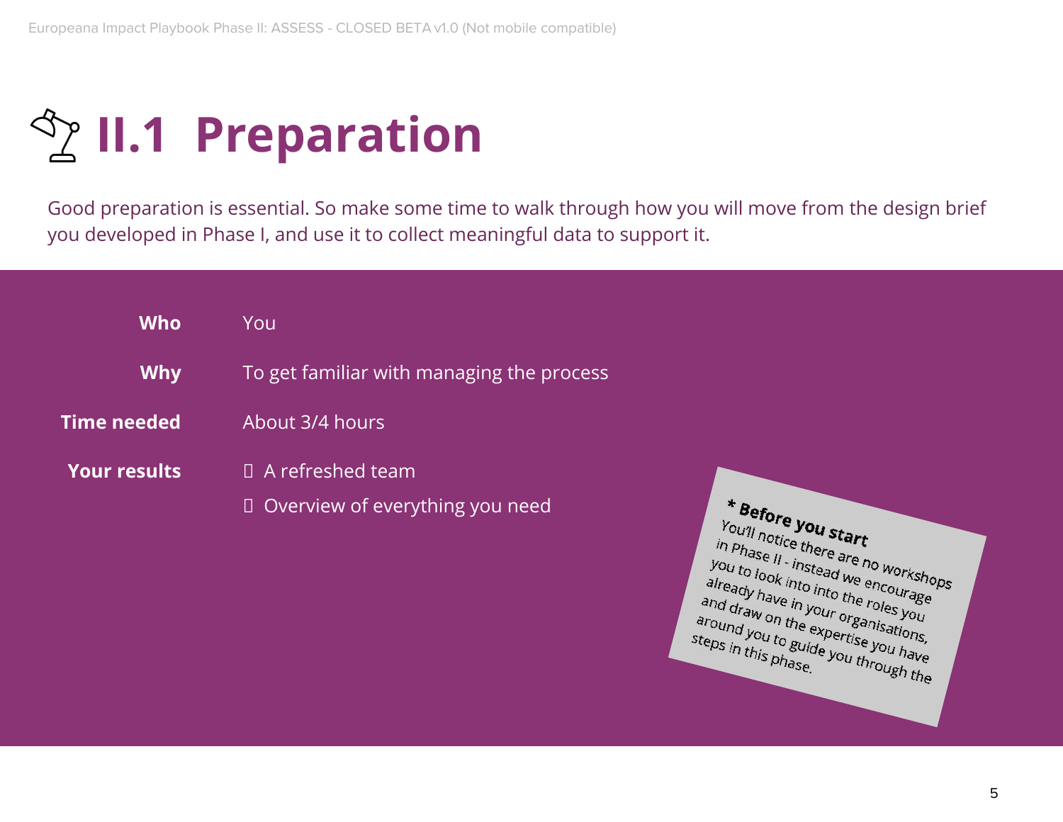# II.1 Preparation

Good preparation is essential. So make some time to walk through how you will move from the design brief you developed in Phase I, and use it to collect meaningful data to support it.

| | |
|---|---|
| **Who** | You |
| **Why** | To get familiar with managing the process |
| **Time needed** | About 3/4 hours |
| **Your results** | A refreshed team<br>Overview of everything you need |

**\* Before you start**
You'll notice there are no workshops in Phase II - instead we encourage you to look into into the roles you already have in your organisations, and draw on the expertise you have around you to guide you through the steps in this phase.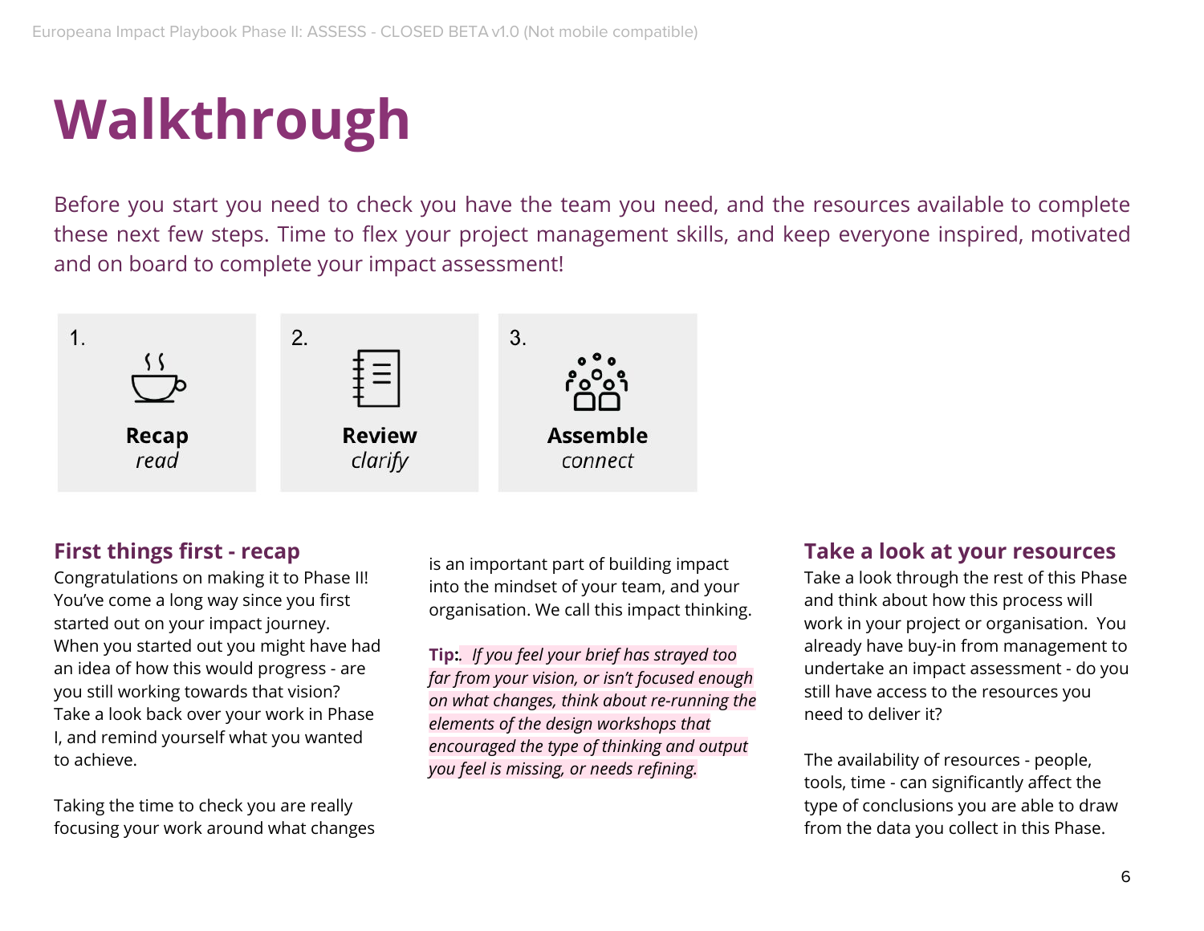# Walkthrough

Before you start you need to check you have the team you need, and the resources available to complete these next few steps. Time to flex your project management skills, and keep everyone inspired, motivated and on board to complete your impact assessment!

1. **Recap** *read*
2. **Review** *clarify*
3. **Assemble** *connect*

### First things first - recap

Congratulations on making it to Phase II! You've come a long way since you first started out on your impact journey. When you started out you might have had an idea of how this would progress - are you still working towards that vision? Take a look back over your work in Phase I, and remind yourself what you wanted to achieve.

Taking the time to check you are really focusing your work around what changes is an important part of building impact into the mindset of your team, and your organisation. We call this impact thinking.

**Tip:**. *If you feel your brief has strayed too far from your vision, or isn't focused enough on what changes, think about re-running the elements of the design workshops that encouraged the type of thinking and output you feel is missing, or needs refining.*

### Take a look at your resources

Take a look through the rest of this Phase and think about how this process will work in your project or organisation. You already have buy-in from management to undertake an impact assessment - do you still have access to the resources you need to deliver it?

The availability of resources - people, tools, time - can significantly affect the type of conclusions you are able to draw from the data you collect in this Phase.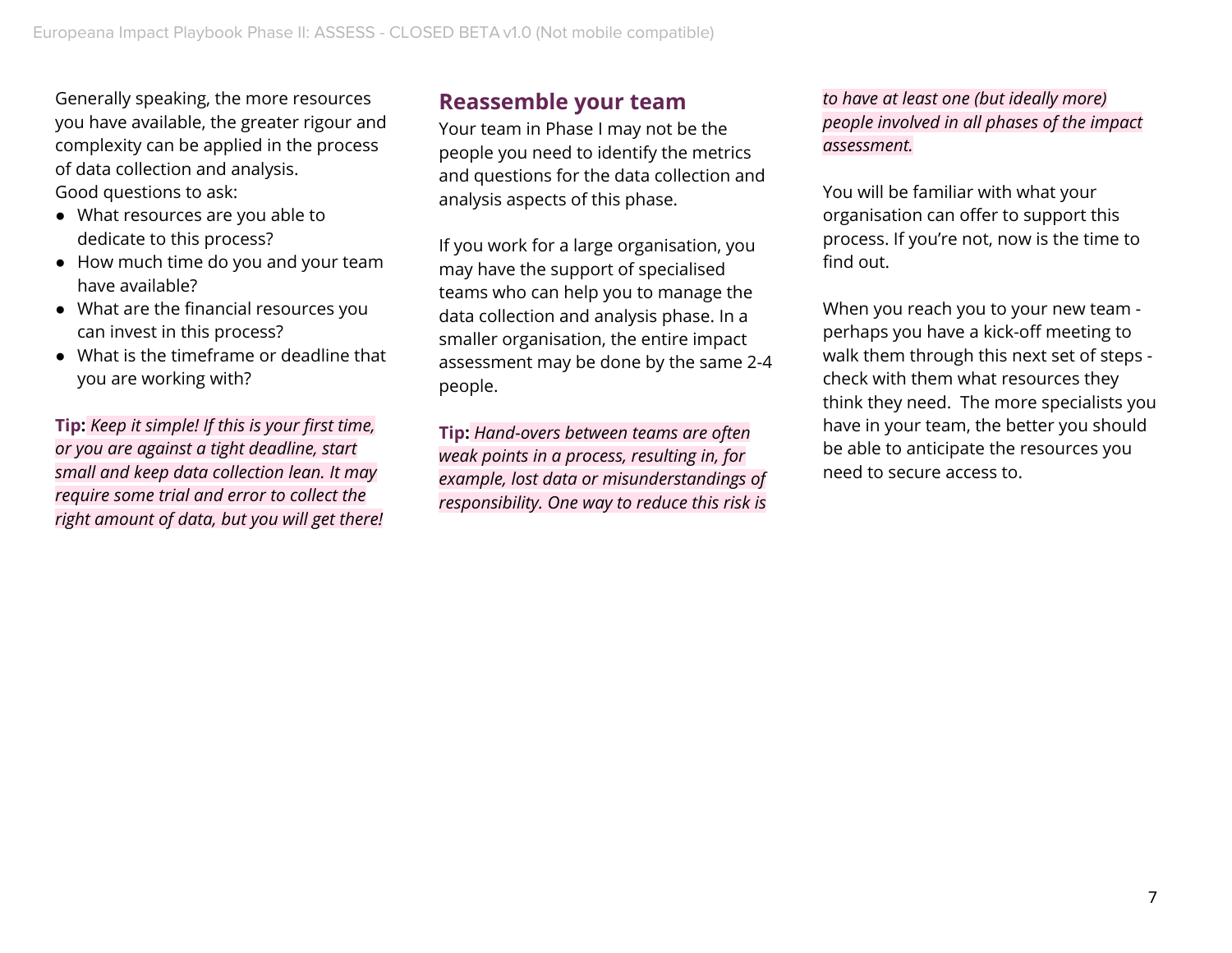Generally speaking, the more resources you have available, the greater rigour and complexity can be applied in the process of data collection and analysis.
Good questions to ask:

- What resources are you able to dedicate to this process?
- How much time do you and your team have available?
- What are the financial resources you can invest in this process?
- What is the timeframe or deadline that you are working with?

**Tip:** *Keep it simple! If this is your first time, or you are against a tight deadline, start small and keep data collection lean. It may require some trial and error to collect the right amount of data, but you will get there!*

## Reassemble your team

Your team in Phase I may not be the people you need to identify the metrics and questions for the data collection and analysis aspects of this phase.

If you work for a large organisation, you may have the support of specialised teams who can help you to manage the data collection and analysis phase. In a smaller organisation, the entire impact assessment may be done by the same 2-4 people.

**Tip:** *Hand-overs between teams are often weak points in a process, resulting in, for example, lost data or misunderstandings of responsibility. One way to reduce this risk is to have at least one (but ideally more) people involved in all phases of the impact assessment.*

You will be familiar with what your organisation can offer to support this process. If you're not, now is the time to find out.

When you reach you to your new team - perhaps you have a kick-off meeting to walk them through this next set of steps - check with them what resources they think they need. The more specialists you have in your team, the better you should be able to anticipate the resources you need to secure access to.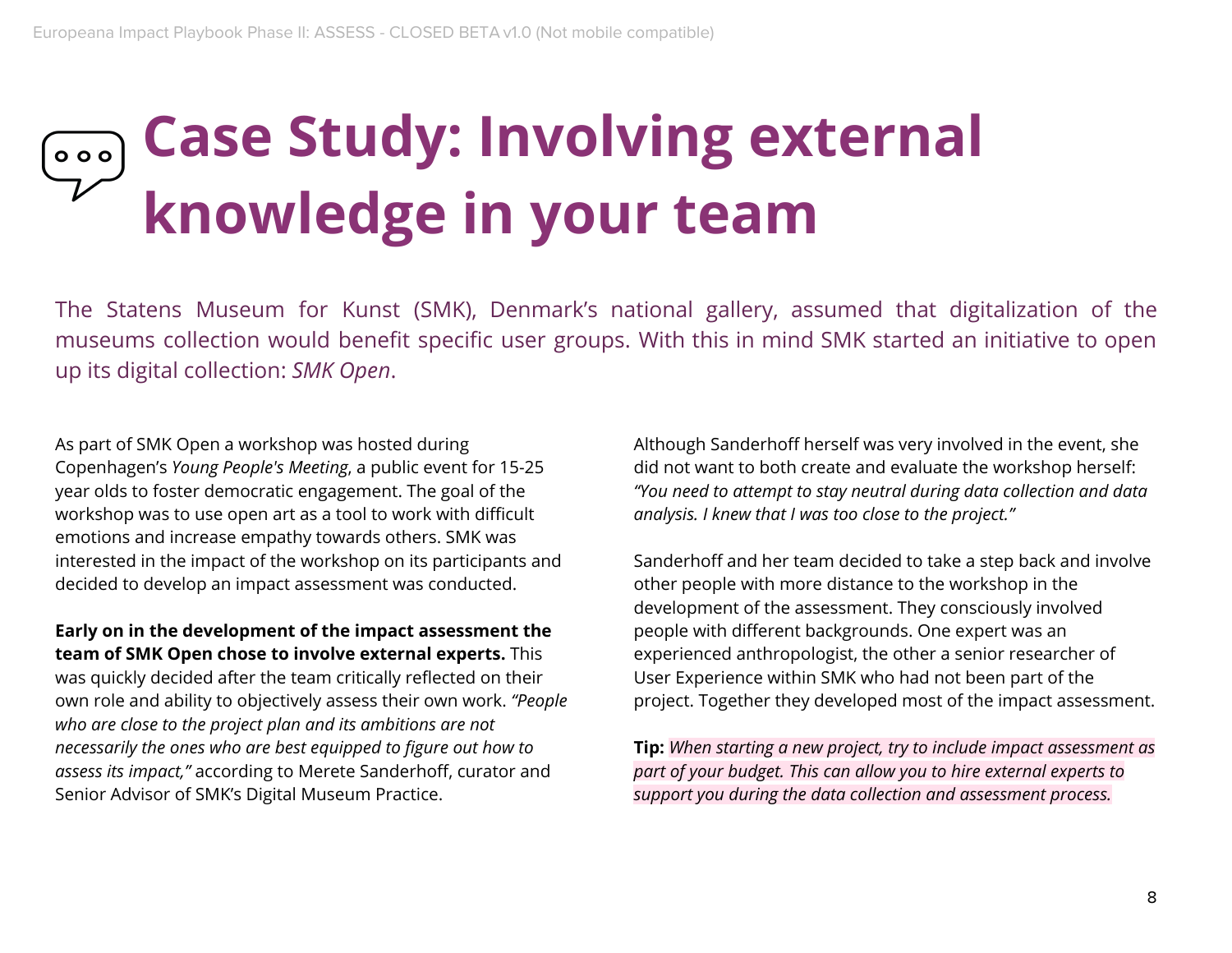# Case Study: Involving external knowledge in your team

The Statens Museum for Kunst (SMK), Denmark's national gallery, assumed that digitalization of the museums collection would benefit specific user groups. With this in mind SMK started an initiative to open up its digital collection: *SMK Open*.

As part of SMK Open a workshop was hosted during Copenhagen's *Young People's Meeting*, a public event for 15-25 year olds to foster democratic engagement. The goal of the workshop was to use open art as a tool to work with difficult emotions and increase empathy towards others. SMK was interested in the impact of the workshop on its participants and decided to develop an impact assessment was conducted.

**Early on in the development of the impact assessment the team of SMK Open chose to involve external experts.** This was quickly decided after the team critically reflected on their own role and ability to objectively assess their own work. *"People who are close to the project plan and its ambitions are not necessarily the ones who are best equipped to figure out how to assess its impact,"* according to Merete Sanderhoff, curator and Senior Advisor of SMK's Digital Museum Practice.

Although Sanderhoff herself was very involved in the event, she did not want to both create and evaluate the workshop herself: *"You need to attempt to stay neutral during data collection and data analysis. I knew that I was too close to the project."*

Sanderhoff and her team decided to take a step back and involve other people with more distance to the workshop in the development of the assessment. They consciously involved people with different backgrounds. One expert was an experienced anthropologist, the other a senior researcher of User Experience within SMK who had not been part of the project. Together they developed most of the impact assessment.

**Tip:** *When starting a new project, try to include impact assessment as part of your budget. This can allow you to hire external experts to support you during the data collection and assessment process.*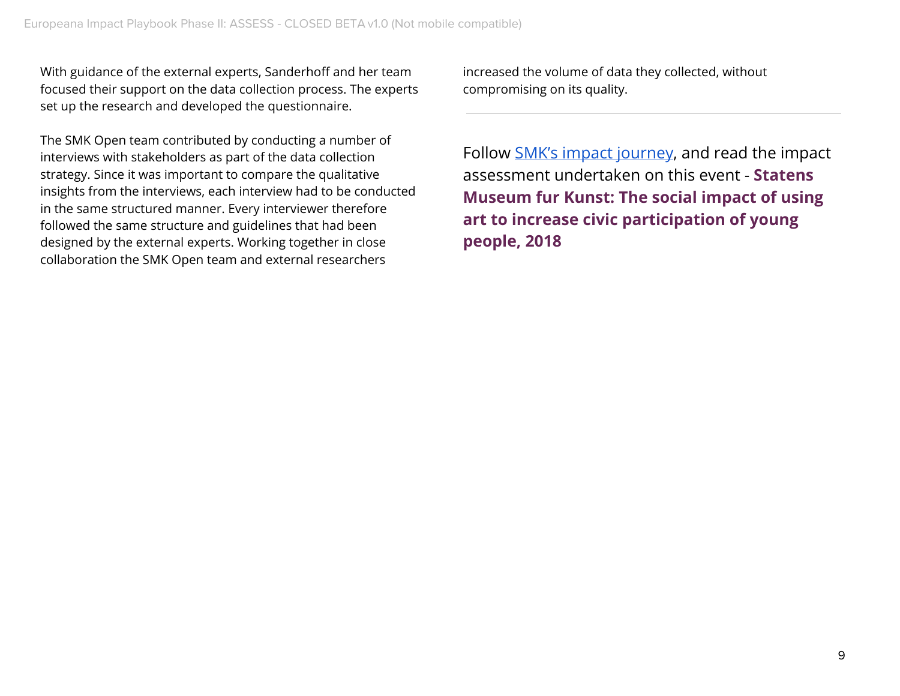With guidance of the external experts, Sanderhoff and her team focused their support on the data collection process. The experts set up the research and developed the questionnaire.

The SMK Open team contributed by conducting a number of interviews with stakeholders as part of the data collection strategy. Since it was important to compare the qualitative insights from the interviews, each interview had to be conducted in the same structured manner. Every interviewer therefore followed the same structure and guidelines that had been designed by the external experts. Working together in close collaboration the SMK Open team and external researchers increased the volume of data they collected, without compromising on its quality.

---

Follow SMK's impact journey, and read the impact assessment undertaken on this event - **Statens Museum fur Kunst: The social impact of using art to increase civic participation of young people, 2018**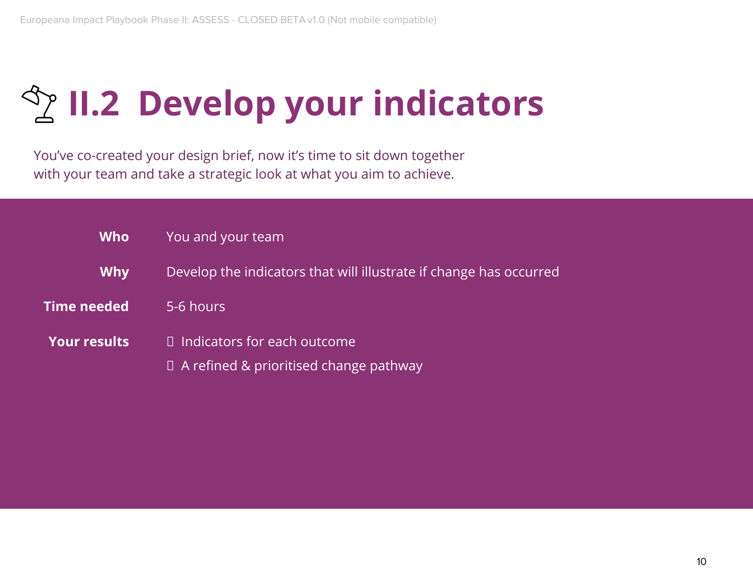# II.2 Develop your indicators

You've co-created your design brief, now it's time to sit down together with your team and take a strategic look at what you aim to achieve.

| | |
|---|---|
| **Who** | You and your team |
| **Why** | Develop the indicators that will illustrate if change has occurred |
| **Time needed** | 5-6 hours |
| **Your results** | Indicators for each outcome<br>A refined & prioritised change pathway |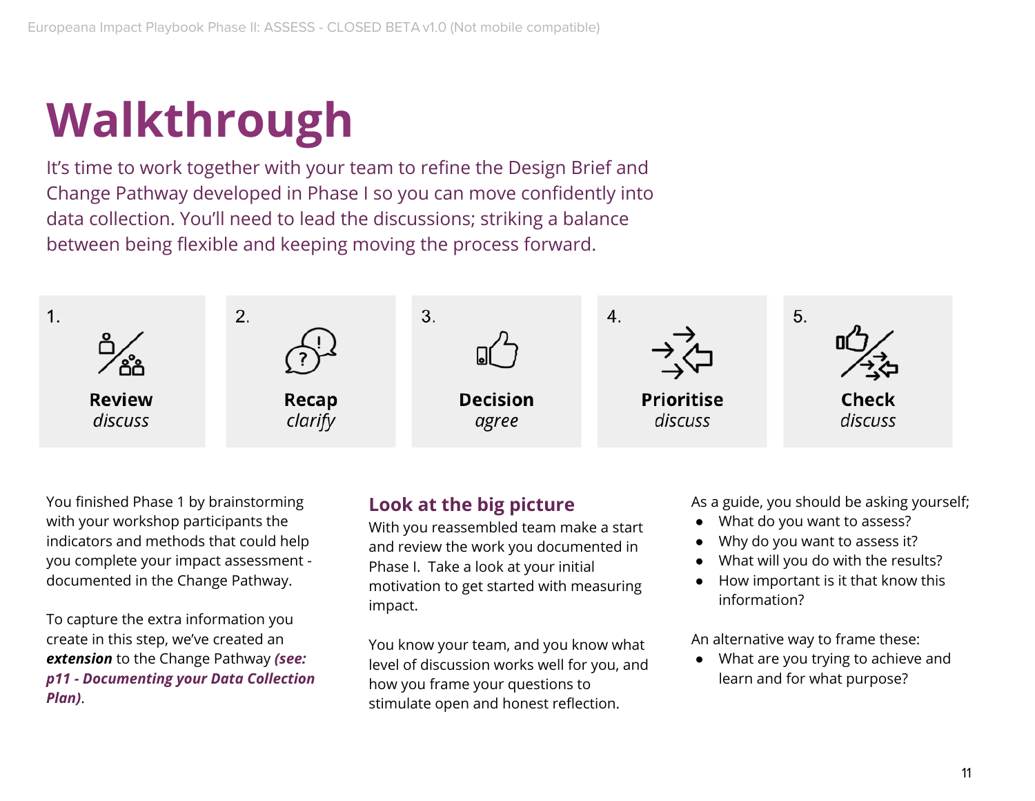# Walkthrough

It's time to work together with your team to refine the Design Brief and Change Pathway developed in Phase I so you can move confidently into data collection. You'll need to lead the discussions; striking a balance between being flexible and keeping moving the process forward.

1. **Review** *discuss*
2. **Recap** *clarify*
3. **Decision** *agree*
4. **Prioritise** *discuss*
5. **Check** *discuss*

You finished Phase 1 by brainstorming with your workshop participants the indicators and methods that could help you complete your impact assessment - documented in the Change Pathway.

To capture the extra information you create in this step, we've created an ***extension*** to the Change Pathway ***(see: p11 - Documenting your Data Collection Plan)***.

## Look at the big picture

With you reassembled team make a start and review the work you documented in Phase I. Take a look at your initial motivation to get started with measuring impact.

You know your team, and you know what level of discussion works well for you, and how you frame your questions to stimulate open and honest reflection.

As a guide, you should be asking yourself;

- What do you want to assess?
- Why do you want to assess it?
- What will you do with the results?
- How important is it that know this information?

An alternative way to frame these:

- What are you trying to achieve and learn and for what purpose?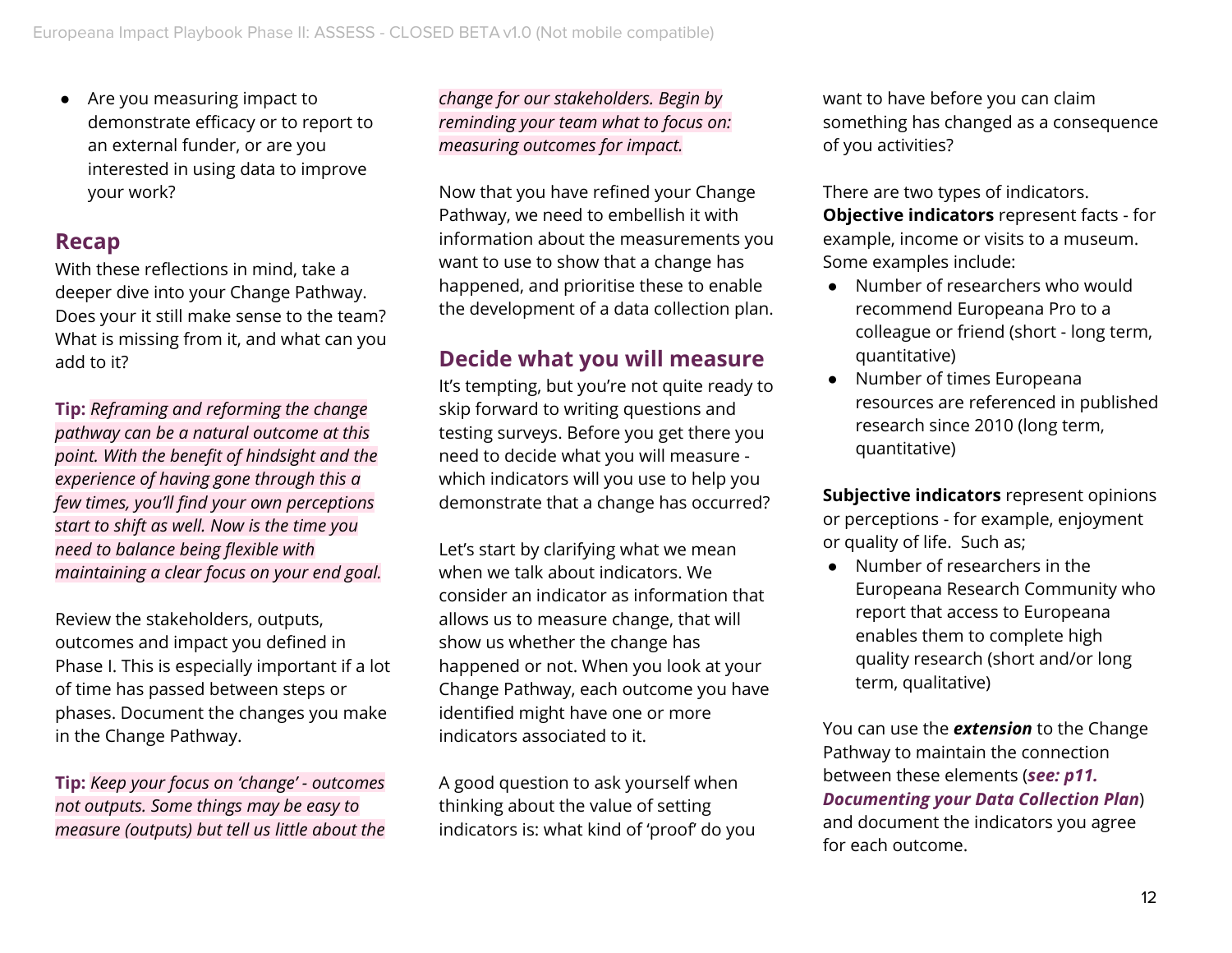- Are you measuring impact to demonstrate efficacy or to report to an external funder, or are you interested in using data to improve your work?

## Recap

With these reflections in mind, take a deeper dive into your Change Pathway. Does your it still make sense to the team? What is missing from it, and what can you add to it?

**Tip:** *Reframing and reforming the change pathway can be a natural outcome at this point. With the benefit of hindsight and the experience of having gone through this a few times, you'll find your own perceptions start to shift as well. Now is the time you need to balance being flexible with maintaining a clear focus on your end goal.*

Review the stakeholders, outputs, outcomes and impact you defined in Phase I. This is especially important if a lot of time has passed between steps or phases. Document the changes you make in the Change Pathway.

**Tip:** *Keep your focus on 'change' - outcomes not outputs. Some things may be easy to measure (outputs) but tell us little about the change for our stakeholders. Begin by reminding your team what to focus on: measuring outcomes for impact.*

Now that you have refined your Change Pathway, we need to embellish it with information about the measurements you want to use to show that a change has happened, and prioritise these to enable the development of a data collection plan.

## Decide what you will measure

It's tempting, but you're not quite ready to skip forward to writing questions and testing surveys. Before you get there you need to decide what you will measure - which indicators will you use to help you demonstrate that a change has occurred?

Let's start by clarifying what we mean when we talk about indicators. We consider an indicator as information that allows us to measure change, that will show us whether the change has happened or not. When you look at your Change Pathway, each outcome you have identified might have one or more indicators associated to it.

A good question to ask yourself when thinking about the value of setting indicators is: what kind of 'proof' do you want to have before you can claim something has changed as a consequence of you activities?

There are two types of indicators. **Objective indicators** represent facts - for example, income or visits to a museum. Some examples include:

- Number of researchers who would recommend Europeana Pro to a colleague or friend (short - long term, quantitative)
- Number of times Europeana resources are referenced in published research since 2010 (long term, quantitative)

**Subjective indicators** represent opinions or perceptions - for example, enjoyment or quality of life. Such as;

- Number of researchers in the Europeana Research Community who report that access to Europeana enables them to complete high quality research (short and/or long term, qualitative)

You can use the ***extension*** to the Change Pathway to maintain the connection between these elements (***see: p11. Documenting your Data Collection Plan***) and document the indicators you agree for each outcome.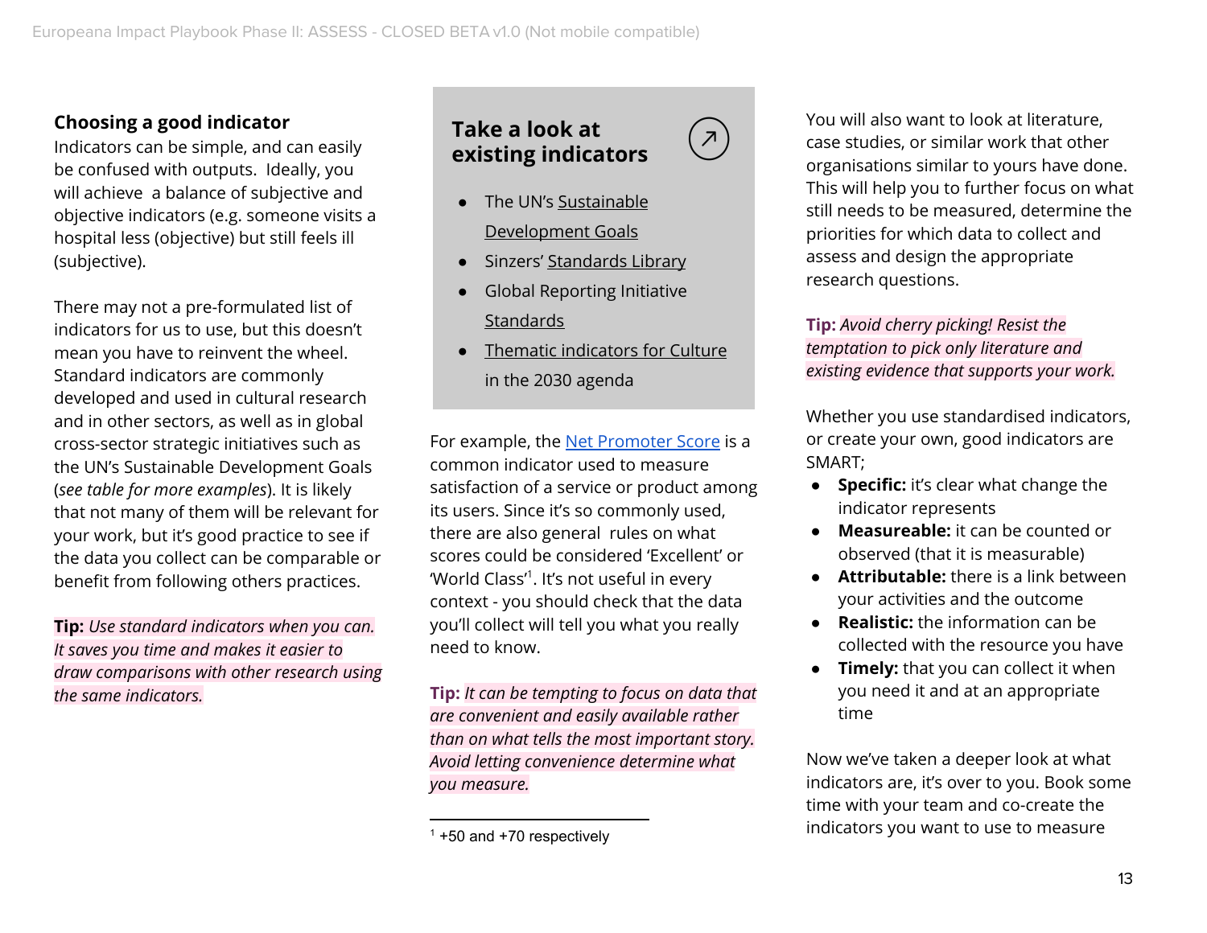### Choosing a good indicator

Indicators can be simple, and can easily be confused with outputs. Ideally, you will achieve a balance of subjective and objective indicators (e.g. someone visits a hospital less (objective) but still feels ill (subjective).

There may not a pre-formulated list of indicators for us to use, but this doesn't mean you have to reinvent the wheel. Standard indicators are commonly developed and used in cultural research and in other sectors, as well as in global cross-sector strategic initiatives such as the UN's Sustainable Development Goals (*see table for more examples*). It is likely that not many of them will be relevant for your work, but it's good practice to see if the data you collect can be comparable or benefit from following others practices.

**Tip:** *Use standard indicators when you can. It saves you time and makes it easier to draw comparisons with other research using the same indicators.*

### Take a look at existing indicators

- The UN's Sustainable Development Goals
- Sinzers' Standards Library
- Global Reporting Initiative Standards
- Thematic indicators for Culture in the 2030 agenda

For example, the Net Promoter Score is a common indicator used to measure satisfaction of a service or product among its users. Since it's so commonly used, there are also general rules on what scores could be considered 'Excellent' or 'World Class'[1]. It's not useful in every context - you should check that the data you'll collect will tell you what you really need to know.

**Tip:** *It can be tempting to focus on data that are convenient and easily available rather than on what tells the most important story. Avoid letting convenience determine what you measure.*

[1] +50 and +70 respectively

You will also want to look at literature, case studies, or similar work that other organisations similar to yours have done. This will help you to further focus on what still needs to be measured, determine the priorities for which data to collect and assess and design the appropriate research questions.

**Tip:** *Avoid cherry picking! Resist the temptation to pick only literature and existing evidence that supports your work.*

Whether you use standardised indicators, or create your own, good indicators are SMART;

- **Specific:** it's clear what change the indicator represents
- **Measureable:** it can be counted or observed (that it is measurable)
- **Attributable:** there is a link between your activities and the outcome
- **Realistic:** the information can be collected with the resource you have
- **Timely:** that you can collect it when you need it and at an appropriate time

Now we've taken a deeper look at what indicators are, it's over to you. Book some time with your team and co-create the indicators you want to use to measure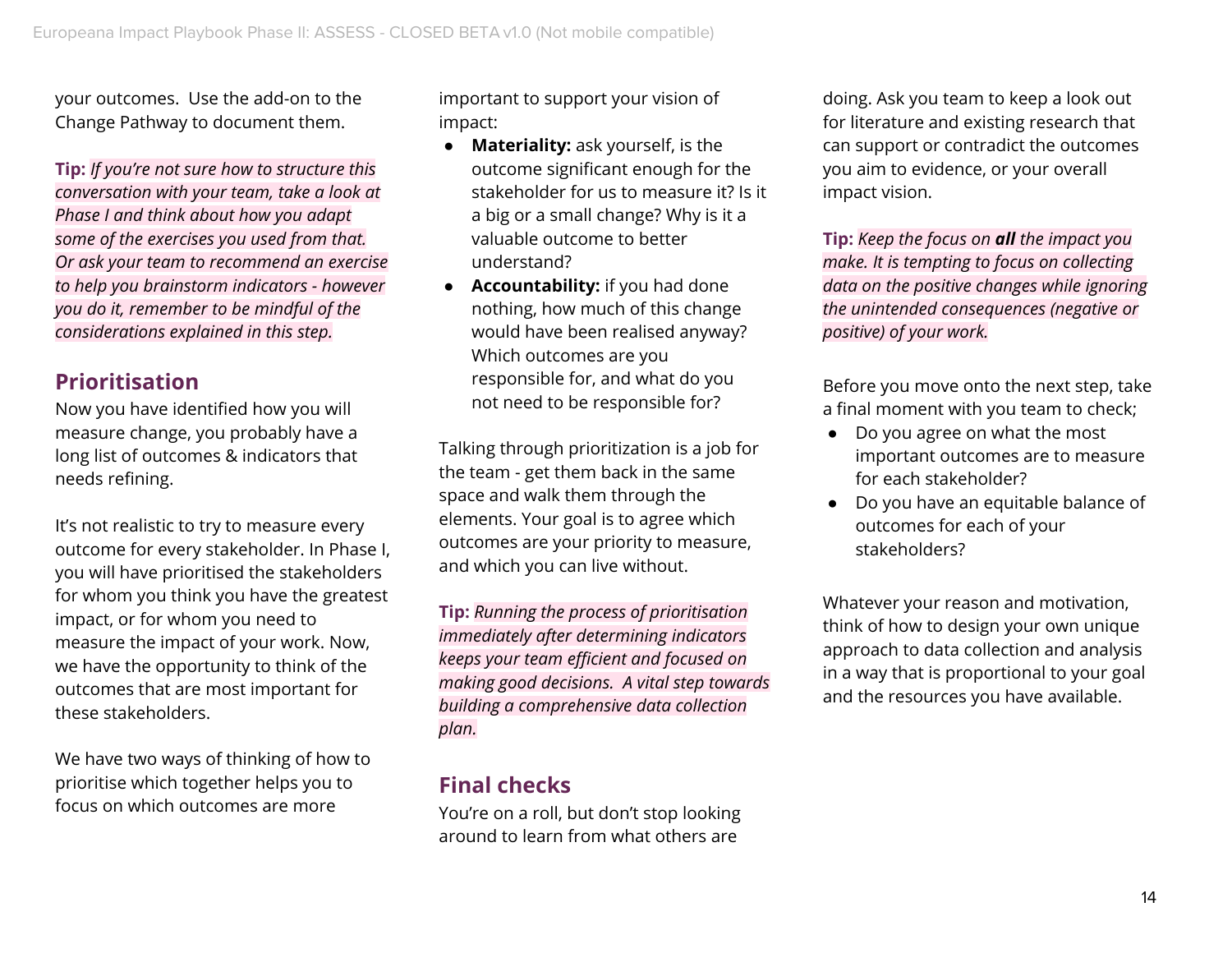your outcomes.  Use the add-on to the Change Pathway to document them.

**Tip:** *If you're not sure how to structure this conversation with your team, take a look at Phase I and think about how you adapt some of the exercises you used from that. Or ask your team to recommend an exercise to help you brainstorm indicators - however you do it, remember to be mindful of the considerations explained in this step.*

## Prioritisation

Now you have identified how you will measure change, you probably have a long list of outcomes & indicators that needs refining.

It's not realistic to try to measure every outcome for every stakeholder. In Phase I, you will have prioritised the stakeholders for whom you think you have the greatest impact, or for whom you need to measure the impact of your work. Now, we have the opportunity to think of the outcomes that are most important for these stakeholders.

We have two ways of thinking of how to prioritise which together helps you to focus on which outcomes are more important to support your vision of impact:

- **Materiality:** ask yourself, is the outcome significant enough for the stakeholder for us to measure it? Is it a big or a small change? Why is it a valuable outcome to better understand?
- **Accountability:** if you had done nothing, how much of this change would have been realised anyway? Which outcomes are you responsible for, and what do you not need to be responsible for?

Talking through prioritization is a job for the team - get them back in the same space and walk them through the elements. Your goal is to agree which outcomes are your priority to measure, and which you can live without.

**Tip:** *Running the process of prioritisation immediately after determining indicators keeps your team efficient and focused on making good decisions.  A vital step towards building a comprehensive data collection plan.*

## Final checks

You're on a roll, but don't stop looking around to learn from what others are doing. Ask you team to keep a look out for literature and existing research that can support or contradict the outcomes you aim to evidence, or your overall impact vision.

**Tip:** *Keep the focus on **all** the impact you make. It is tempting to focus on collecting data on the positive changes while ignoring the unintended consequences (negative or positive) of your work.*

Before you move onto the next step, take a final moment with you team to check;

- Do you agree on what the most important outcomes are to measure for each stakeholder?
- Do you have an equitable balance of outcomes for each of your stakeholders?

Whatever your reason and motivation, think of how to design your own unique approach to data collection and analysis in a way that is proportional to your goal and the resources you have available.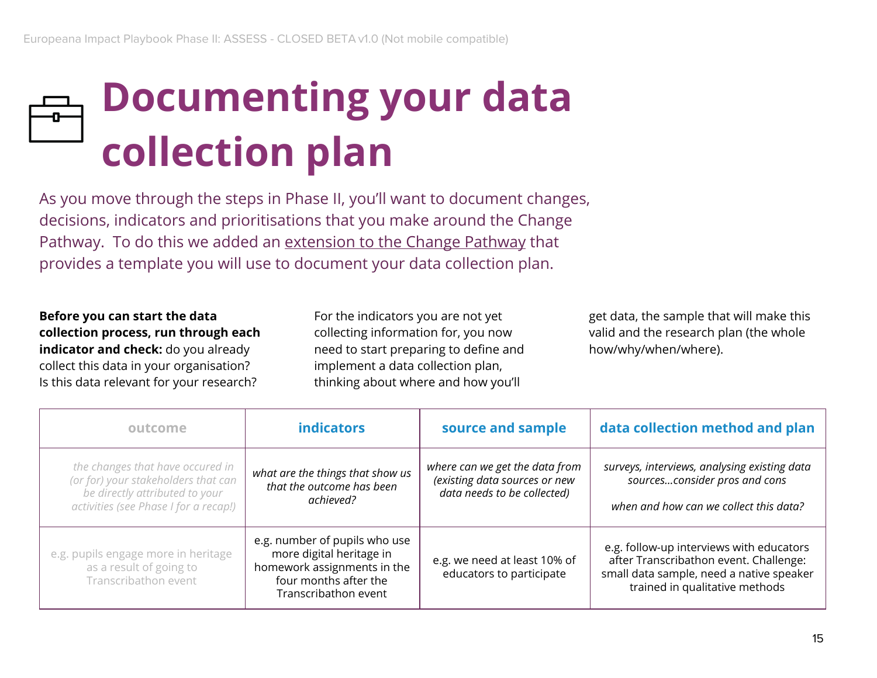# Documenting your data collection plan

As you move through the steps in Phase II, you'll want to document changes, decisions, indicators and prioritisations that you make around the Change Pathway. To do this we added an extension to the Change Pathway that provides a template you will use to document your data collection plan.

**Before you can start the data collection process, run through each indicator and check:** do you already collect this data in your organisation? Is this data relevant for your research? For the indicators you are not yet collecting information for, you now need to start preparing to define and implement a data collection plan, thinking about where and how you'll get data, the sample that will make this valid and the research plan (the whole how/why/when/where).

| outcome | indicators | source and sample | data collection method and plan |
|---|---|---|---|
| *the changes that have occured in (or for) your stakeholders that can be directly attributed to your activities (see Phase I for a recap!)* | *what are the things that show us that the outcome has been achieved?* | *where can we get the data from (existing data sources or new data needs to be collected)* | *surveys, interviews, analysing existing data sources...consider pros and cons*<br><br>*when and how can we collect this data?* |
| e.g. pupils engage more in heritage as a result of going to Transcribathon event | e.g. number of pupils who use more digital heritage in homework assignments in the four months after the Transcribathon event | e.g. we need at least 10% of educators to participate | e.g. follow-up interviews with educators after Transcribathon event. Challenge: small data sample, need a native speaker trained in qualitative methods |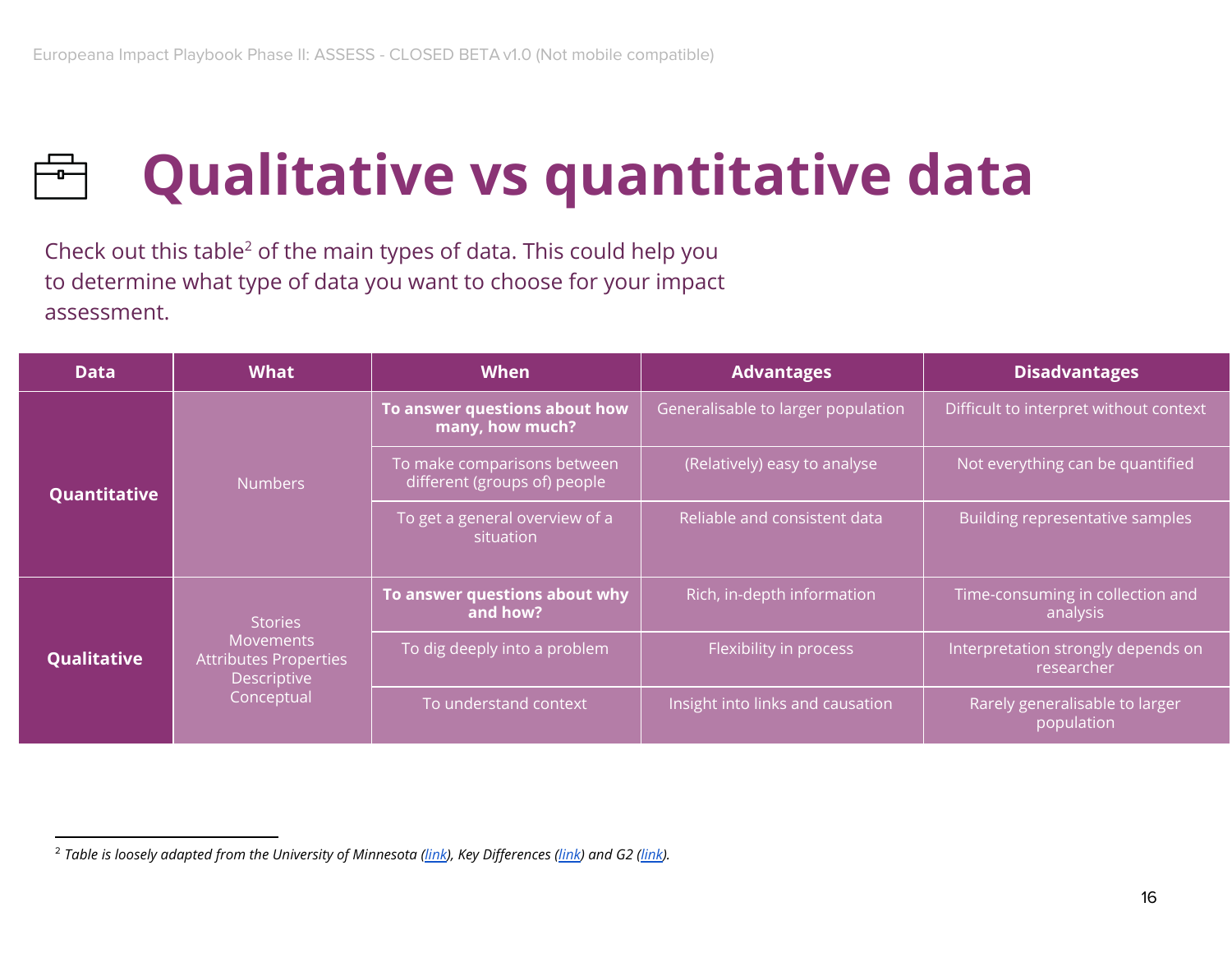# Qualitative vs quantitative data

Check out this table[2] of the main types of data. This could help you to determine what type of data you want to choose for your impact assessment.

| Data | What | When | Advantages | Disadvantages |
|---|---|---|---|---|
| **Quantitative** | Numbers | **To answer questions about how many, how much?** | Generalisable to larger population | Difficult to interpret without context |
| | | To make comparisons between different (groups of) people | (Relatively) easy to analyse | Not everything can be quantified |
| | | To get a general overview of a situation | Reliable and consistent data | Building representative samples |
| **Qualitative** | Stories Movements Attributes Properties Descriptive Conceptual | **To answer questions about why and how?** | Rich, in-depth information | Time-consuming in collection and analysis |
| | | To dig deeply into a problem | Flexibility in process | Interpretation strongly depends on researcher |
| | | To understand context | Insight into links and causation | Rarely generalisable to larger population |

[2] *Table is loosely adapted from the University of Minnesota (link), Key Differences (link) and G2 (link).*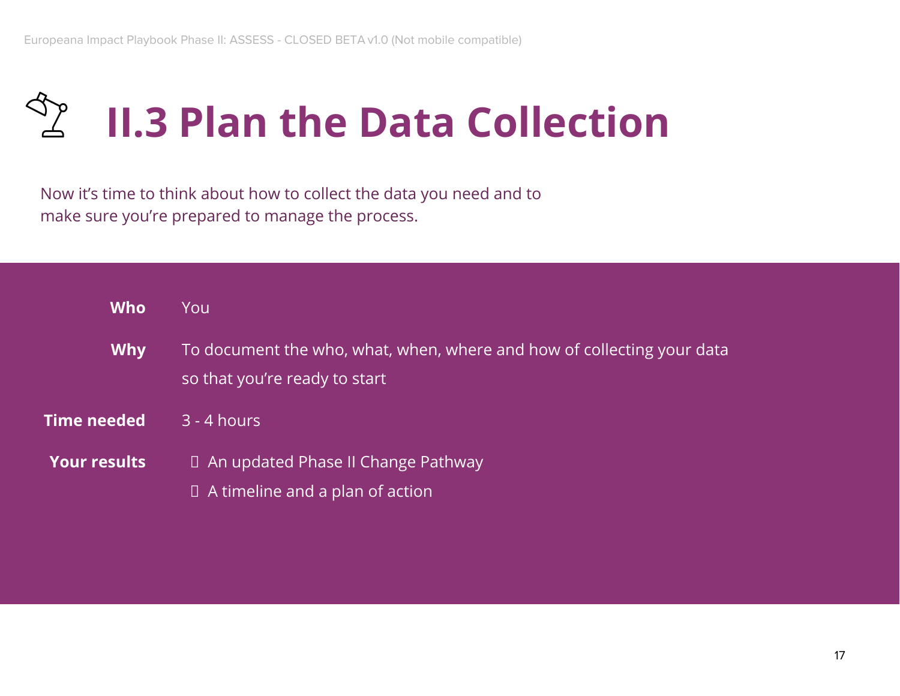# II.3 Plan the Data Collection

Now it's time to think about how to collect the data you need and to make sure you're prepared to manage the process.

| | |
|---|---|
| **Who** | You |
| **Why** | To document the who, what, when, where and how of collecting your data so that you're ready to start |
| **Time needed** | 3 - 4 hours |
| **Your results** | - An updated Phase II Change Pathway<br>- A timeline and a plan of action |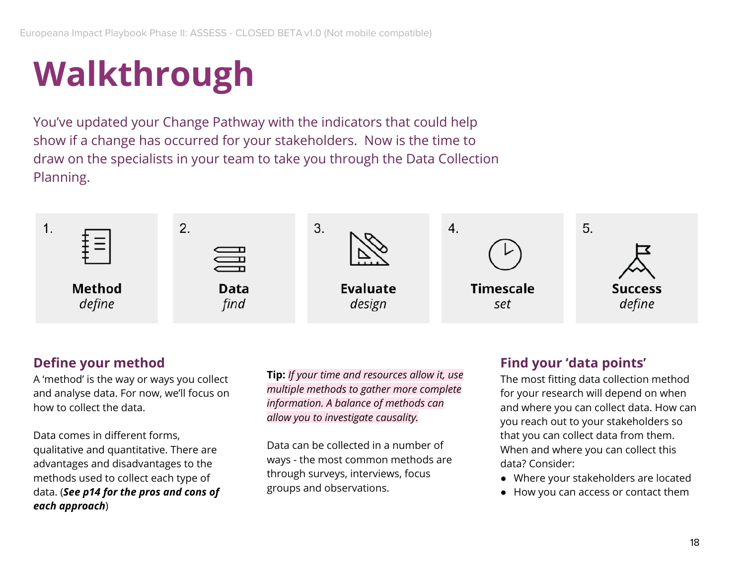# Walkthrough

You've updated your Change Pathway with the indicators that could help show if a change has occurred for your stakeholders. Now is the time to draw on the specialists in your team to take you through the Data Collection Planning.

1. **Method** *define*

2. **Data** *find*

3. **Evaluate** *design*

4. **Timescale** *set*

5. **Success** *define*

## Define your method

A 'method' is the way or ways you collect and analyse data. For now, we'll focus on how to collect the data.

Data comes in different forms, qualitative and quantitative. There are advantages and disadvantages to the methods used to collect each type of data. (***See p14 for the pros and cons of each approach***)

**Tip:** *If your time and resources allow it, use multiple methods to gather more complete information. A balance of methods can allow you to investigate causality.*

Data can be collected in a number of ways - the most common methods are through surveys, interviews, focus groups and observations.

## Find your 'data points'

The most fitting data collection method for your research will depend on when and where you can collect data. How can you reach out to your stakeholders so that you can collect data from them. When and where you can collect this data? Consider:

- Where your stakeholders are located
- How you can access or contact them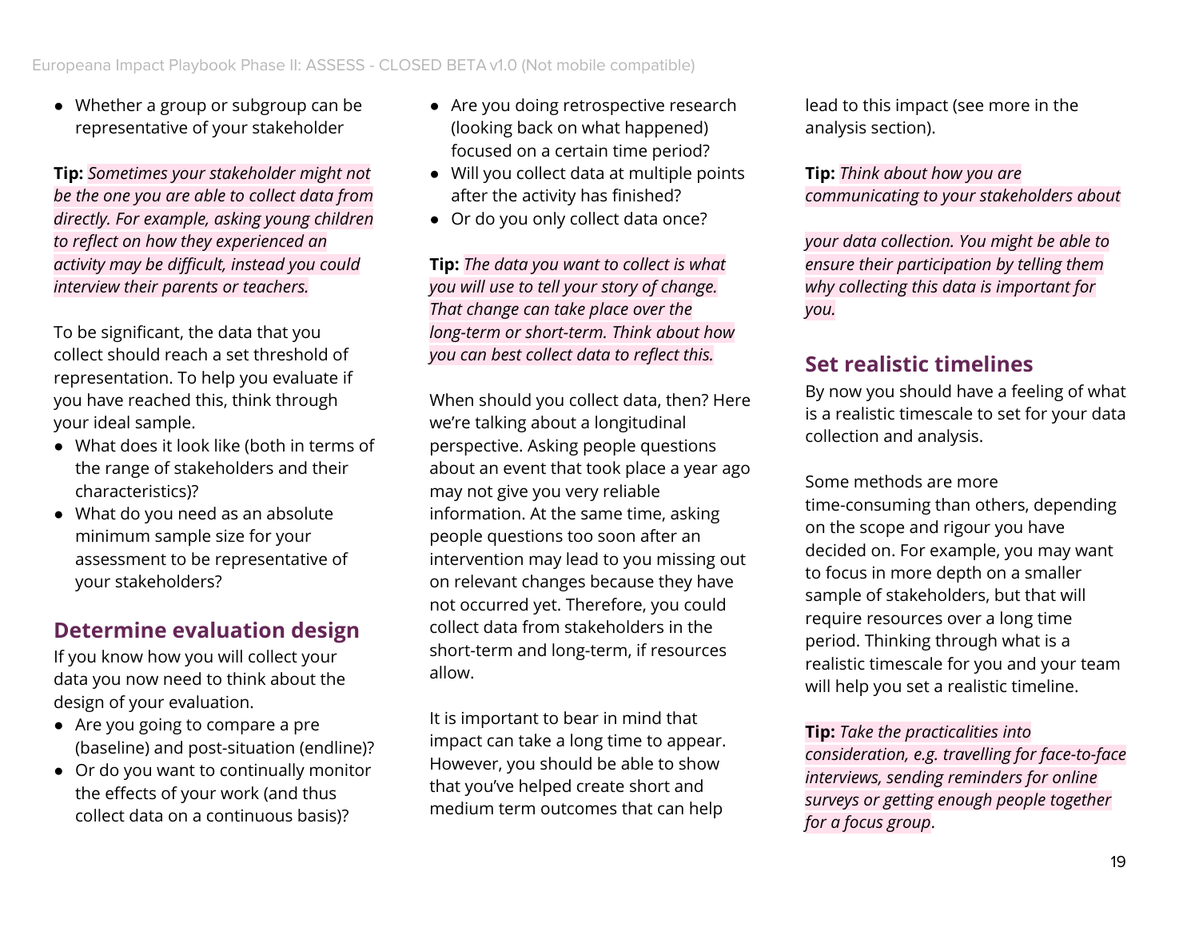- Whether a group or subgroup can be representative of your stakeholder

**Tip:** *Sometimes your stakeholder might not be the one you are able to collect data from directly. For example, asking young children to reflect on how they experienced an activity may be difficult, instead you could interview their parents or teachers.*

To be significant, the data that you collect should reach a set threshold of representation. To help you evaluate if you have reached this, think through your ideal sample.

- What does it look like (both in terms of the range of stakeholders and their characteristics)?
- What do you need as an absolute minimum sample size for your assessment to be representative of your stakeholders?

## Determine evaluation design

If you know how you will collect your data you now need to think about the design of your evaluation.

- Are you going to compare a pre (baseline) and post-situation (endline)?
- Or do you want to continually monitor the effects of your work (and thus collect data on a continuous basis)?
- Are you doing retrospective research (looking back on what happened) focused on a certain time period?
- Will you collect data at multiple points after the activity has finished?
- Or do you only collect data once?

**Tip:** *The data you want to collect is what you will use to tell your story of change. That change can take place over the long-term or short-term. Think about how you can best collect data to reflect this.*

When should you collect data, then? Here we're talking about a longitudinal perspective. Asking people questions about an event that took place a year ago may not give you very reliable information. At the same time, asking people questions too soon after an intervention may lead to you missing out on relevant changes because they have not occurred yet. Therefore, you could collect data from stakeholders in the short-term and long-term, if resources allow.

It is important to bear in mind that impact can take a long time to appear. However, you should be able to show that you've helped create short and medium term outcomes that can help lead to this impact (see more in the analysis section).

**Tip:** *Think about how you are communicating to your stakeholders about your data collection. You might be able to ensure their participation by telling them why collecting this data is important for you.*

## Set realistic timelines

By now you should have a feeling of what is a realistic timescale to set for your data collection and analysis.

Some methods are more time-consuming than others, depending on the scope and rigour you have decided on. For example, you may want to focus in more depth on a smaller sample of stakeholders, but that will require resources over a long time period. Thinking through what is a realistic timescale for you and your team will help you set a realistic timeline.

**Tip:** *Take the practicalities into consideration, e.g. travelling for face-to-face interviews, sending reminders for online surveys or getting enough people together for a focus group*.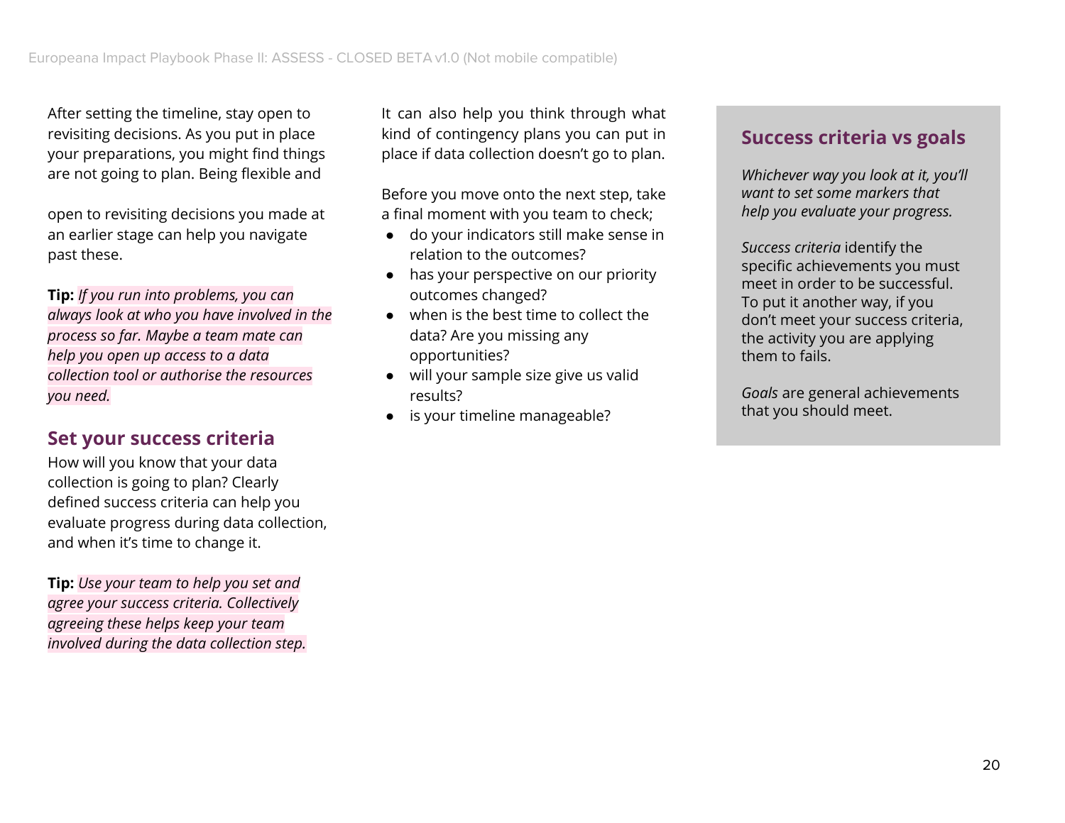After setting the timeline, stay open to revisiting decisions. As you put in place your preparations, you might find things are not going to plan. Being flexible and

open to revisiting decisions you made at an earlier stage can help you navigate past these.

**Tip:** *If you run into problems, you can always look at who you have involved in the process so far. Maybe a team mate can help you open up access to a data collection tool or authorise the resources you need.*

## Set your success criteria

How will you know that your data collection is going to plan? Clearly defined success criteria can help you evaluate progress during data collection, and when it's time to change it.

**Tip:** *Use your team to help you set and agree your success criteria. Collectively agreeing these helps keep your team involved during the data collection step.*

It can also help you think through what kind of contingency plans you can put in place if data collection doesn't go to plan.

Before you move onto the next step, take a final moment with you team to check;

- do your indicators still make sense in relation to the outcomes?
- has your perspective on our priority outcomes changed?
- when is the best time to collect the data? Are you missing any opportunities?
- will your sample size give us valid results?
- is your timeline manageable?

## Success criteria vs goals

*Whichever way you look at it, you'll want to set some markers that help you evaluate your progress.*

*Success criteria* identify the specific achievements you must meet in order to be successful. To put it another way, if you don't meet your success criteria, the activity you are applying them to fails.

*Goals* are general achievements that you should meet.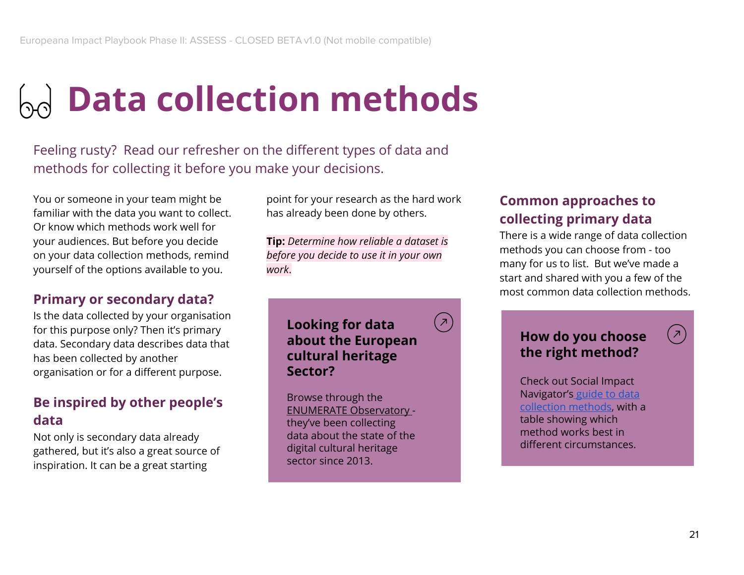# Data collection methods

Feeling rusty? Read our refresher on the different types of data and methods for collecting it before you make your decisions.

You or someone in your team might be familiar with the data you want to collect. Or know which methods work well for your audiences. But before you decide on your data collection methods, remind yourself of the options available to you.

## Primary or secondary data?

Is the data collected by your organisation for this purpose only? Then it's primary data. Secondary data describes data that has been collected by another organisation or for a different purpose.

## Be inspired by other people's data

Not only is secondary data already gathered, but it's also a great source of inspiration. It can be a great starting point for your research as the hard work has already been done by others.

**Tip:** *Determine how reliable a dataset is before you decide to use it in your own work.*

### Looking for data about the European cultural heritage Sector?

Browse through the ENUMERATE Observatory - they've been collecting data about the state of the digital cultural heritage sector since 2013.

## Common approaches to collecting primary data

There is a wide range of data collection methods you can choose from - too many for us to list. But we've made a start and shared with you a few of the most common data collection methods.

### How do you choose the right method?

Check out Social Impact Navigator's guide to data collection methods, with a table showing which method works best in different circumstances.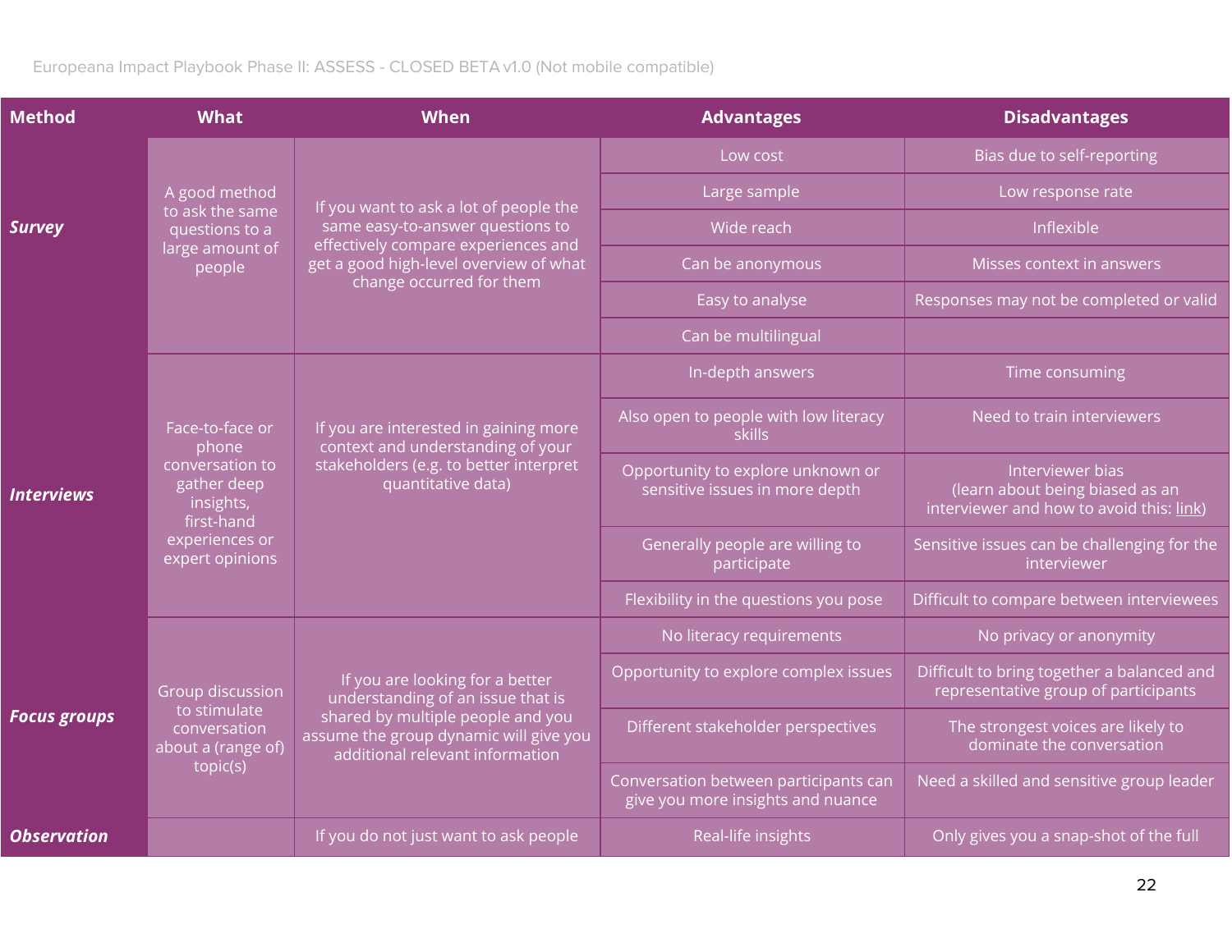| Method | What | When | Advantages | Disadvantages |
|---|---|---|---|---|
| ***Survey*** | A good method to ask the same questions to a large amount of people | If you want to ask a lot of people the same easy-to-answer questions to effectively compare experiences and get a good high-level overview of what change occurred for them | Low cost | Bias due to self-reporting |
| | | | Large sample | Low response rate |
| | | | Wide reach | Inflexible |
| | | | Can be anonymous | Misses context in answers |
| | | | Easy to analyse | Responses may not be completed or valid |
| | | | Can be multilingual | |
| ***Interviews*** | Face-to-face or phone conversation to gather deep insights, first-hand experiences or expert opinions | If you are interested in gaining more context and understanding of your stakeholders (e.g. to better interpret quantitative data) | In-depth answers | Time consuming |
| | | | Also open to people with low literacy skills | Need to train interviewers |
| | | | Opportunity to explore unknown or sensitive issues in more depth | Interviewer bias (learn about being biased as an interviewer and how to avoid this: link) |
| | | | Generally people are willing to participate | Sensitive issues can be challenging for the interviewer |
| | | | Flexibility in the questions you pose | Difficult to compare between interviewees |
| ***Focus groups*** | Group discussion to stimulate conversation about a (range of) topic(s) | If you are looking for a better understanding of an issue that is shared by multiple people and you assume the group dynamic will give you additional relevant information | No literacy requirements | No privacy or anonymity |
| | | | Opportunity to explore complex issues | Difficult to bring together a balanced and representative group of participants |
| | | | Different stakeholder perspectives | The strongest voices are likely to dominate the conversation |
| | | | Conversation between participants can give you more insights and nuance | Need a skilled and sensitive group leader |
| ***Observation*** | | If you do not just want to ask people | Real-life insights | Only gives you a snap-shot of the full |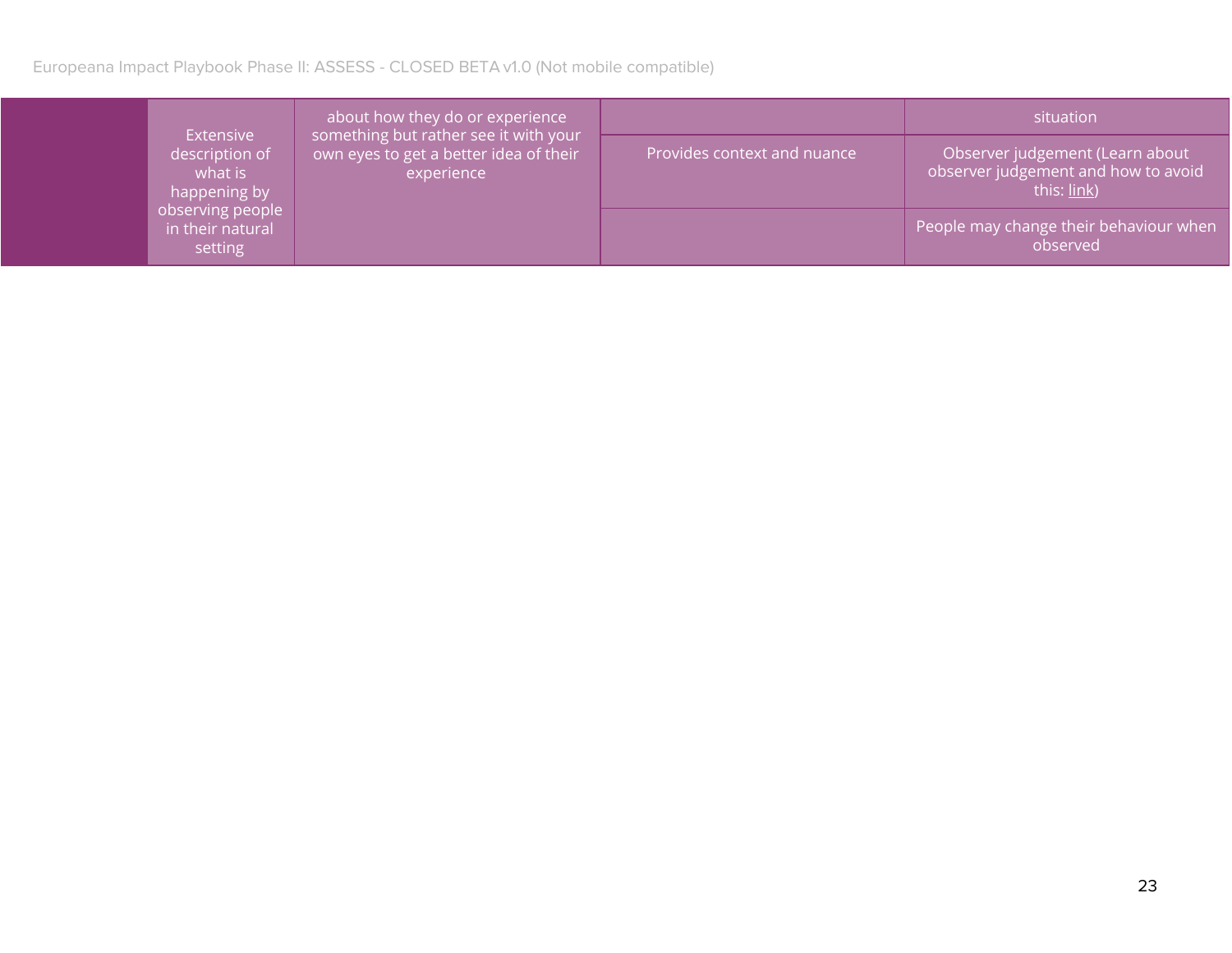| | | | | |
|---|---|---|---|---|
| | Extensive description of what is happening by observing people in their natural setting | about how they do or experience something but rather see it with your own eyes to get a better idea of their experience | | situation |
| | | | Provides context and nuance | Observer judgement (Learn about observer judgement and how to avoid this: link) |
| | | | | People may change their behaviour when observed |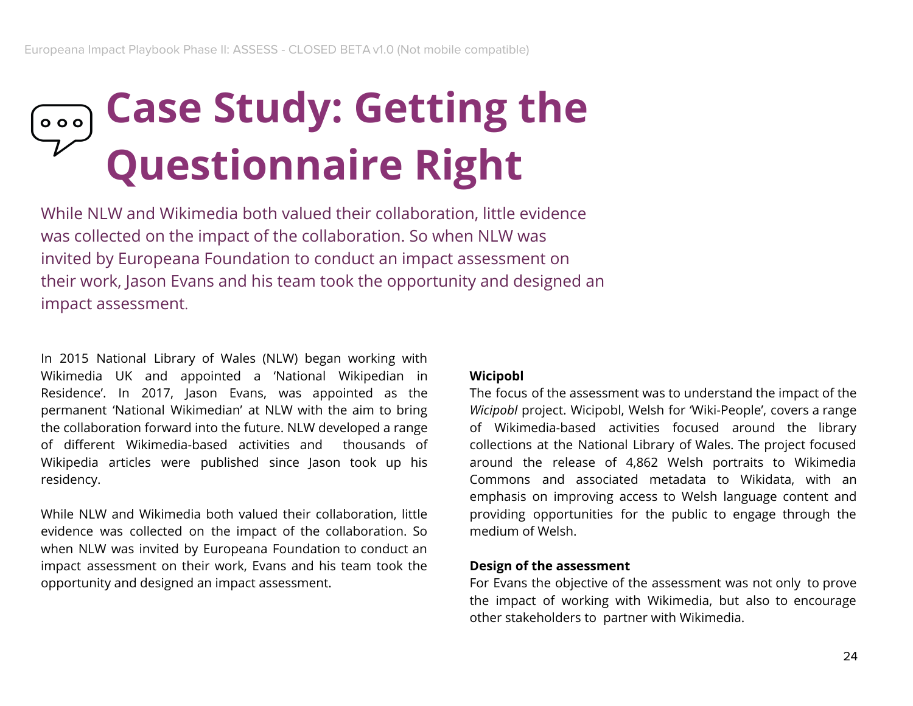# Case Study: Getting the Questionnaire Right

While NLW and Wikimedia both valued their collaboration, little evidence was collected on the impact of the collaboration. So when NLW was invited by Europeana Foundation to conduct an impact assessment on their work, Jason Evans and his team took the opportunity and designed an impact assessment.

In 2015 National Library of Wales (NLW) began working with Wikimedia UK and appointed a 'National Wikipedian in Residence'. In 2017, Jason Evans, was appointed as the permanent 'National Wikimedian' at NLW with the aim to bring the collaboration forward into the future. NLW developed a range of different Wikimedia-based activities and thousands of Wikipedia articles were published since Jason took up his residency.

While NLW and Wikimedia both valued their collaboration, little evidence was collected on the impact of the collaboration. So when NLW was invited by Europeana Foundation to conduct an impact assessment on their work, Evans and his team took the opportunity and designed an impact assessment.

**Wicipobl**

The focus of the assessment was to understand the impact of the *Wicipobl* project. Wicipobl, Welsh for 'Wiki-People', covers a range of Wikimedia-based activities focused around the library collections at the National Library of Wales. The project focused around the release of 4,862 Welsh portraits to Wikimedia Commons and associated metadata to Wikidata, with an emphasis on improving access to Welsh language content and providing opportunities for the public to engage through the medium of Welsh.

**Design of the assessment**

For Evans the objective of the assessment was not only to prove the impact of working with Wikimedia, but also to encourage other stakeholders to partner with Wikimedia.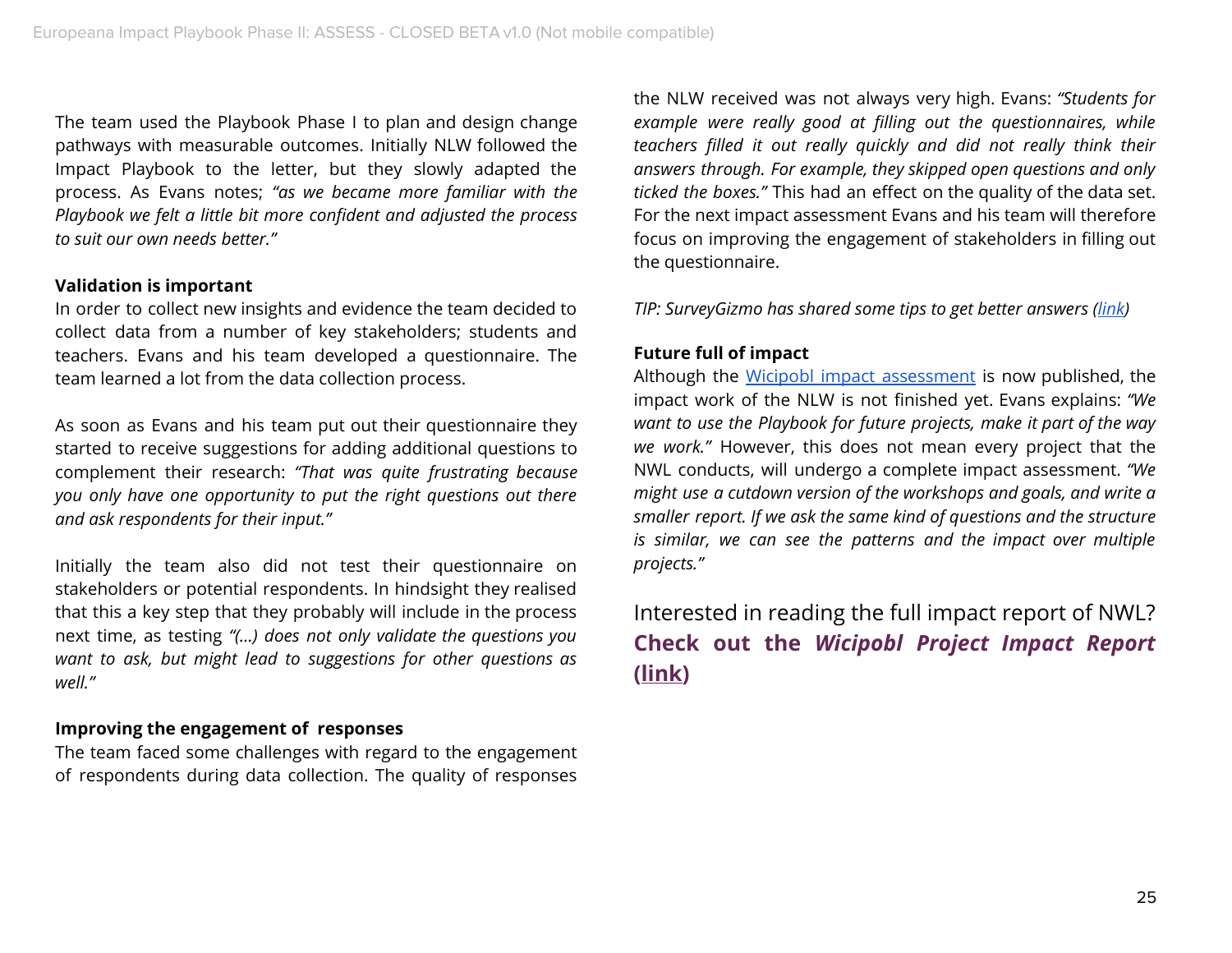The team used the Playbook Phase I to plan and design change pathways with measurable outcomes. Initially NLW followed the Impact Playbook to the letter, but they slowly adapted the process. As Evans notes; *"as we became more familiar with the Playbook we felt a little bit more confident and adjusted the process to suit our own needs better."*

**Validation is important**

In order to collect new insights and evidence the team decided to collect data from a number of key stakeholders; students and teachers. Evans and his team developed a questionnaire. The team learned a lot from the data collection process.

As soon as Evans and his team put out their questionnaire they started to receive suggestions for adding additional questions to complement their research: *"That was quite frustrating because you only have one opportunity to put the right questions out there and ask respondents for their input."*

Initially the team also did not test their questionnaire on stakeholders or potential respondents. In hindsight they realised that this a key step that they probably will include in the process next time, as testing *"(...) does not only validate the questions you want to ask, but might lead to suggestions for other questions as well."*

**Improving the engagement of responses**

The team faced some challenges with regard to the engagement of respondents during data collection. The quality of responses the NLW received was not always very high. Evans: *"Students for example were really good at filling out the questionnaires, while teachers filled it out really quickly and did not really think their answers through. For example, they skipped open questions and only ticked the boxes."* This had an effect on the quality of the data set. For the next impact assessment Evans and his team will therefore focus on improving the engagement of stakeholders in filling out the questionnaire.

*TIP: SurveyGizmo has shared some tips to get better answers (link)*

**Future full of impact**

Although the Wicipobl impact assessment is now published, the impact work of the NLW is not finished yet. Evans explains: *"We want to use the Playbook for future projects, make it part of the way we work."* However, this does not mean every project that the NWL conducts, will undergo a complete impact assessment. *"We might use a cutdown version of the workshops and goals, and write a smaller report. If we ask the same kind of questions and the structure is similar, we can see the patterns and the impact over multiple projects."*

Interested in reading the full impact report of NWL? **Check out the *Wicipobl Project Impact Report* (link)**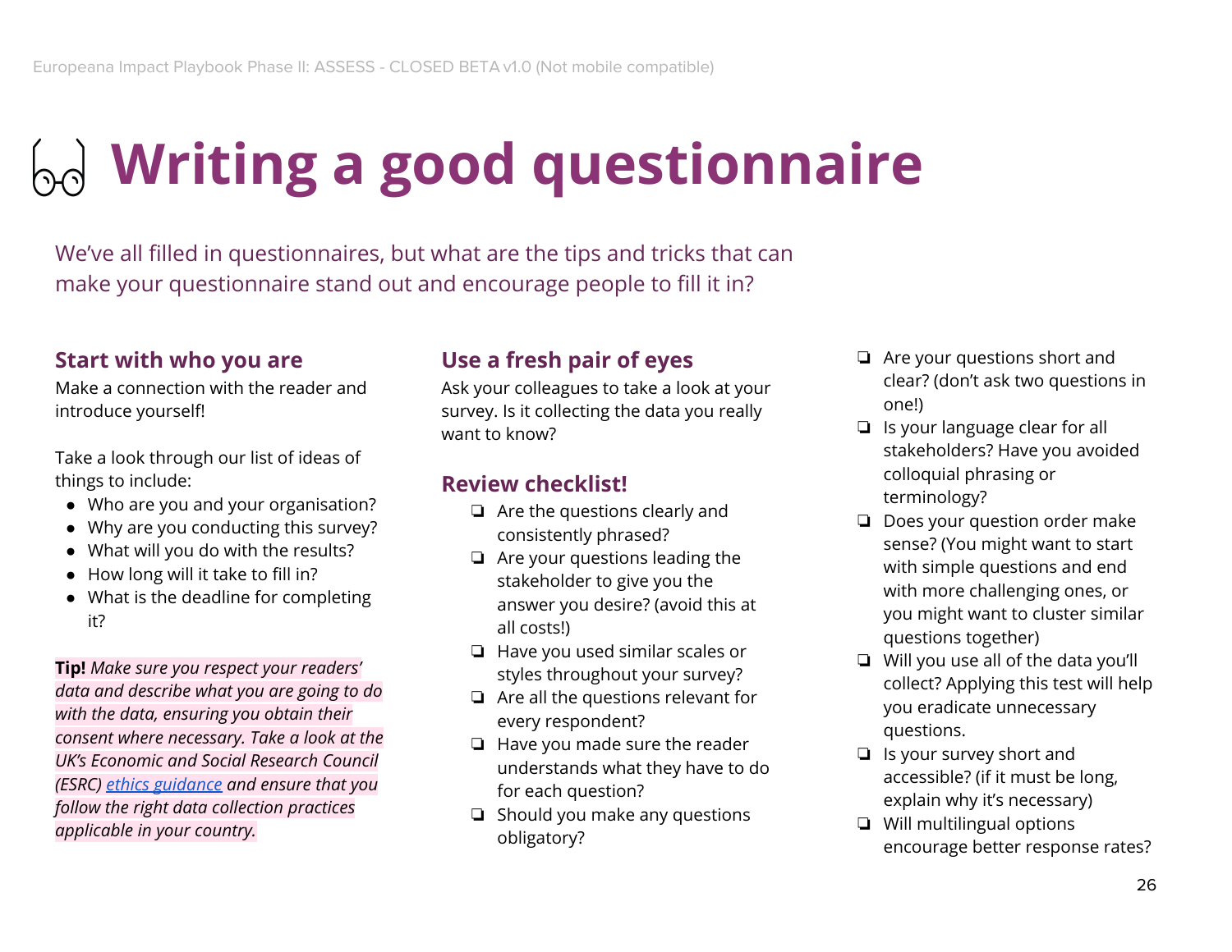# Writing a good questionnaire

We've all filled in questionnaires, but what are the tips and tricks that can make your questionnaire stand out and encourage people to fill it in?

## Start with who you are

Make a connection with the reader and introduce yourself!

Take a look through our list of ideas of things to include:

- Who are you and your organisation?
- Why are you conducting this survey?
- What will you do with the results?
- How long will it take to fill in?
- What is the deadline for completing it?

**Tip!** *Make sure you respect your readers' data and describe what you are going to do with the data, ensuring you obtain their consent where necessary. Take a look at the UK's Economic and Social Research Council (ESRC) ethics guidance and ensure that you follow the right data collection practices applicable in your country.*

## Use a fresh pair of eyes

Ask your colleagues to take a look at your survey. Is it collecting the data you really want to know?

## Review checklist!

- [ ] Are the questions clearly and consistently phrased?
- [ ] Are your questions leading the stakeholder to give you the answer you desire? (avoid this at all costs!)
- [ ] Have you used similar scales or styles throughout your survey?
- [ ] Are all the questions relevant for every respondent?
- [ ] Have you made sure the reader understands what they have to do for each question?
- [ ] Should you make any questions obligatory?
- [ ] Are your questions short and clear? (don't ask two questions in one!)
- [ ] Is your language clear for all stakeholders? Have you avoided colloquial phrasing or terminology?
- [ ] Does your question order make sense? (You might want to start with simple questions and end with more challenging ones, or you might want to cluster similar questions together)
- [ ] Will you use all of the data you'll collect? Applying this test will help you eradicate unnecessary questions.
- [ ] Is your survey short and accessible? (if it must be long, explain why it's necessary)
- [ ] Will multilingual options encourage better response rates?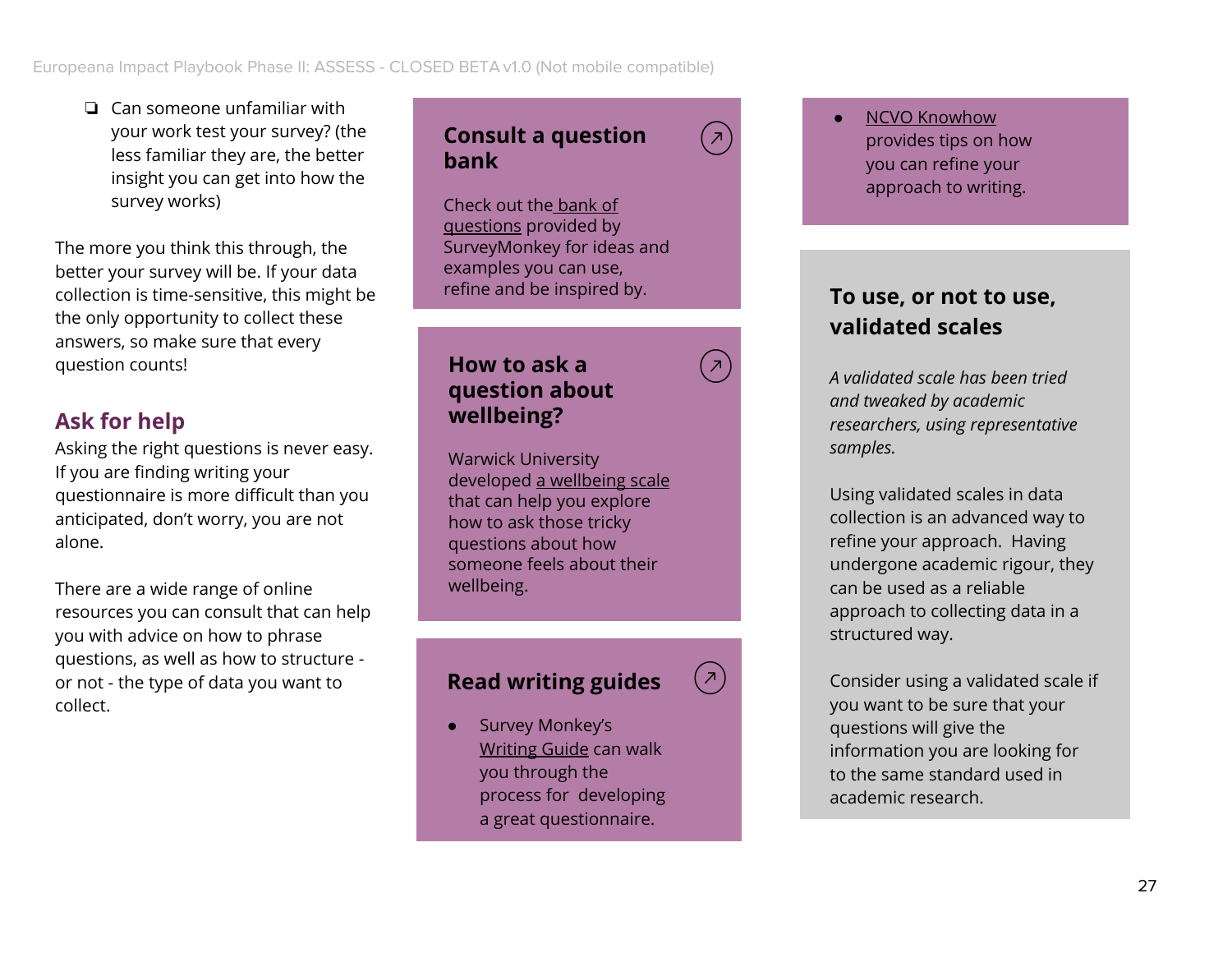- [ ] Can someone unfamiliar with your work test your survey? (the less familiar they are, the better insight you can get into how the survey works)

The more you think this through, the better your survey will be. If your data collection is time-sensitive, this might be the only opportunity to collect these answers, so make sure that every question counts!

## Ask for help

Asking the right questions is never easy. If you are finding writing your questionnaire is more difficult than you anticipated, don't worry, you are not alone.

There are a wide range of online resources you can consult that can help you with advice on how to phrase questions, as well as how to structure - or not - the type of data you want to collect.

### Consult a question bank

Check out the bank of questions provided by SurveyMonkey for ideas and examples you can use, refine and be inspired by.

### How to ask a question about wellbeing?

Warwick University developed a wellbeing scale that can help you explore how to ask those tricky questions about how someone feels about their wellbeing.

### Read writing guides

- Survey Monkey's Writing Guide can walk you through the process for developing a great questionnaire.
- NCVO Knowhow provides tips on how you can refine your approach to writing.

### To use, or not to use, validated scales

*A validated scale has been tried and tweaked by academic researchers, using representative samples.*

Using validated scales in data collection is an advanced way to refine your approach. Having undergone academic rigour, they can be used as a reliable approach to collecting data in a structured way.

Consider using a validated scale if you want to be sure that your questions will give the information you are looking for to the same standard used in academic research.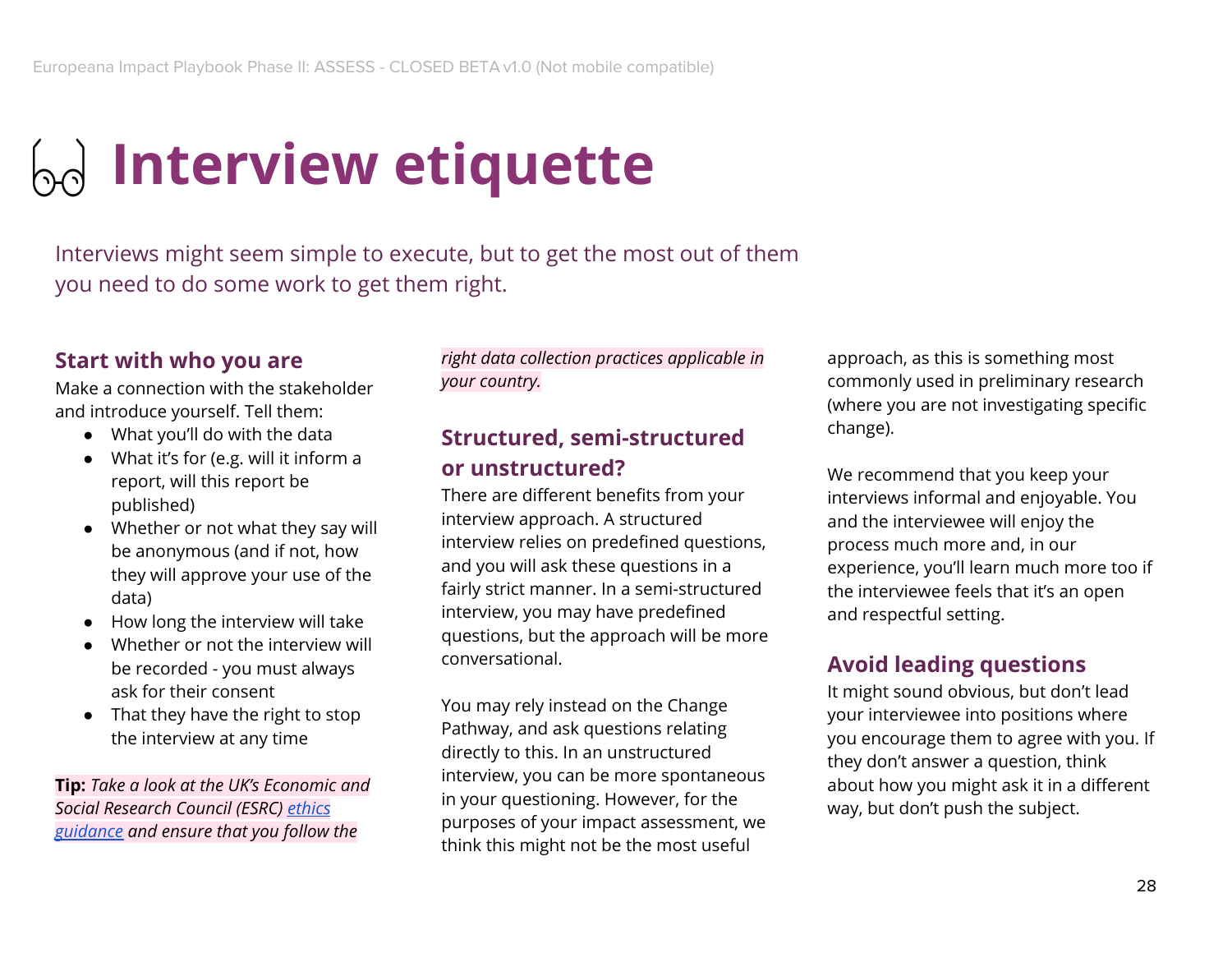# Interview etiquette

Interviews might seem simple to execute, but to get the most out of them you need to do some work to get them right.

### Start with who you are

Make a connection with the stakeholder and introduce yourself. Tell them:

- What you'll do with the data
- What it's for (e.g. will it inform a report, will this report be published)
- Whether or not what they say will be anonymous (and if not, how they will approve your use of the data)
- How long the interview will take
- Whether or not the interview will be recorded - you must always ask for their consent
- That they have the right to stop the interview at any time

**Tip:** *Take a look at the UK's Economic and Social Research Council (ESRC) ethics guidance and ensure that you follow the right data collection practices applicable in your country.*

### Structured, semi-structured or unstructured?

There are different benefits from your interview approach. A structured interview relies on predefined questions, and you will ask these questions in a fairly strict manner. In a semi-structured interview, you may have predefined questions, but the approach will be more conversational.

You may rely instead on the Change Pathway, and ask questions relating directly to this. In an unstructured interview, you can be more spontaneous in your questioning. However, for the purposes of your impact assessment, we think this might not be the most useful approach, as this is something most commonly used in preliminary research (where you are not investigating specific change).

We recommend that you keep your interviews informal and enjoyable. You and the interviewee will enjoy the process much more and, in our experience, you'll learn much more too if the interviewee feels that it's an open and respectful setting.

### Avoid leading questions

It might sound obvious, but don't lead your interviewee into positions where you encourage them to agree with you. If they don't answer a question, think about how you might ask it in a different way, but don't push the subject.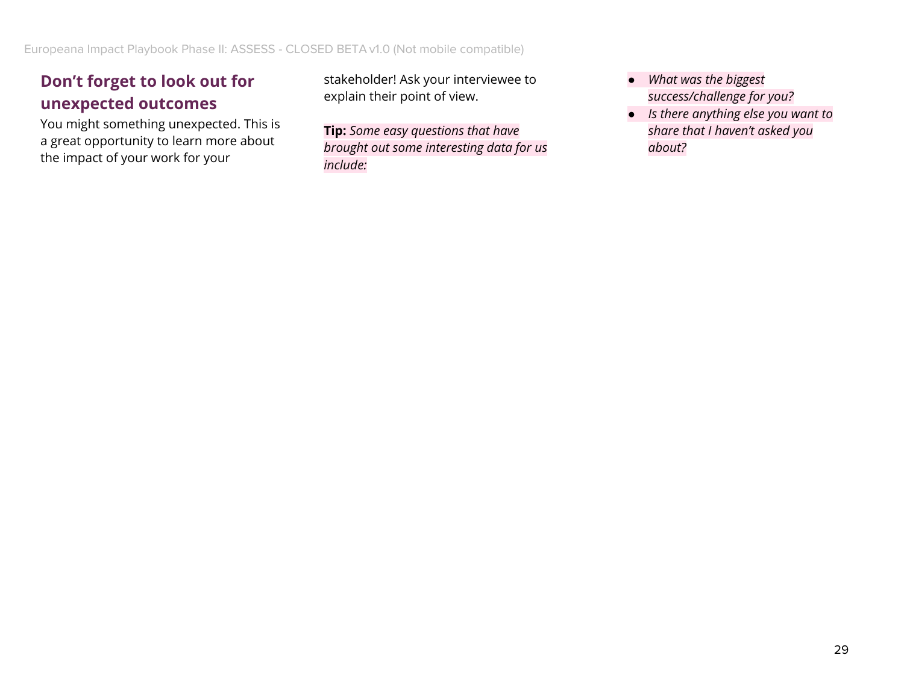## Don't forget to look out for unexpected outcomes

You might something unexpected. This is a great opportunity to learn more about the impact of your work for your stakeholder! Ask your interviewee to explain their point of view.

**Tip:** *Some easy questions that have brought out some interesting data for us include:*

- *What was the biggest success/challenge for you?*
- *Is there anything else you want to share that I haven't asked you about?*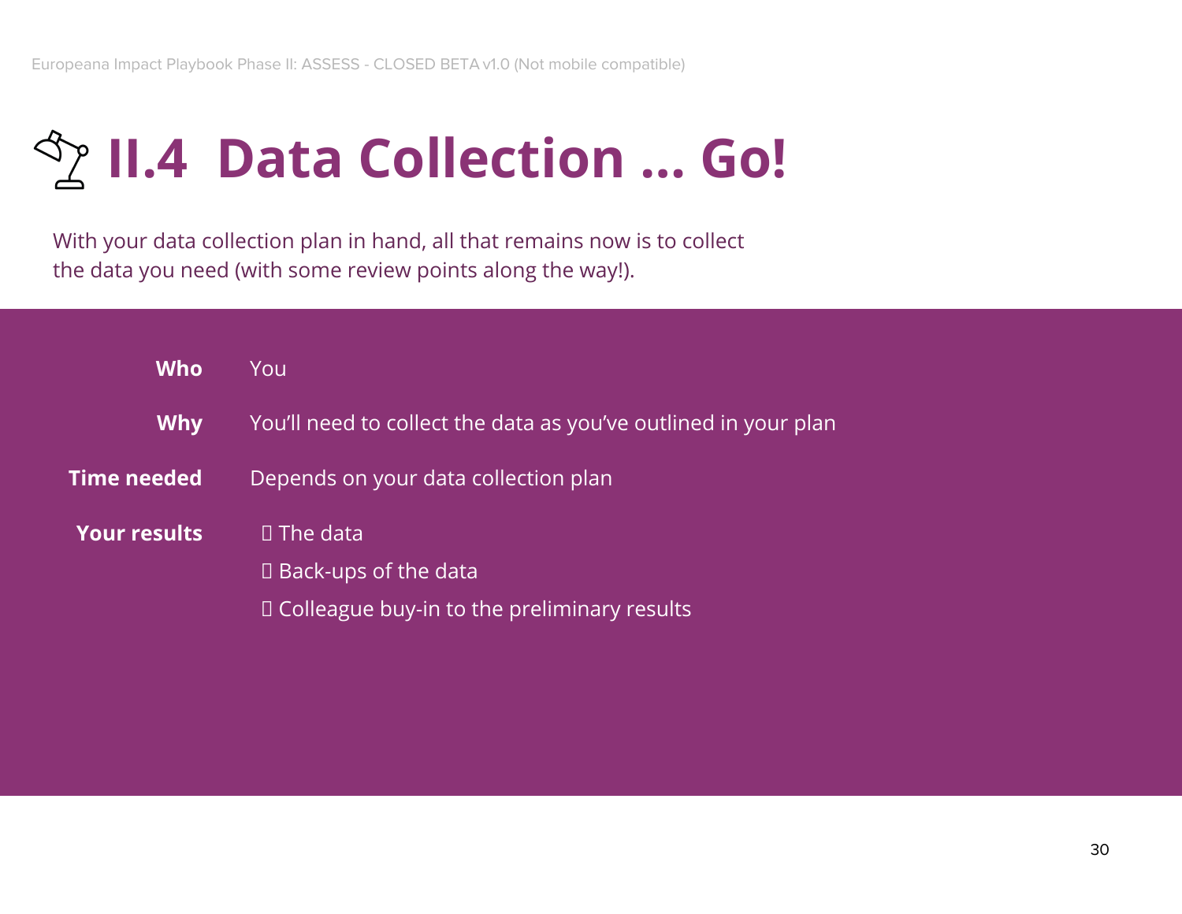# II.4 Data Collection ... Go!

With your data collection plan in hand, all that remains now is to collect the data you need (with some review points along the way!).

| | |
|---|---|
| **Who** | You |
| **Why** | You'll need to collect the data as you've outlined in your plan |
| **Time needed** | Depends on your data collection plan |
| **Your results** | The data<br>Back-ups of the data<br>Colleague buy-in to the preliminary results |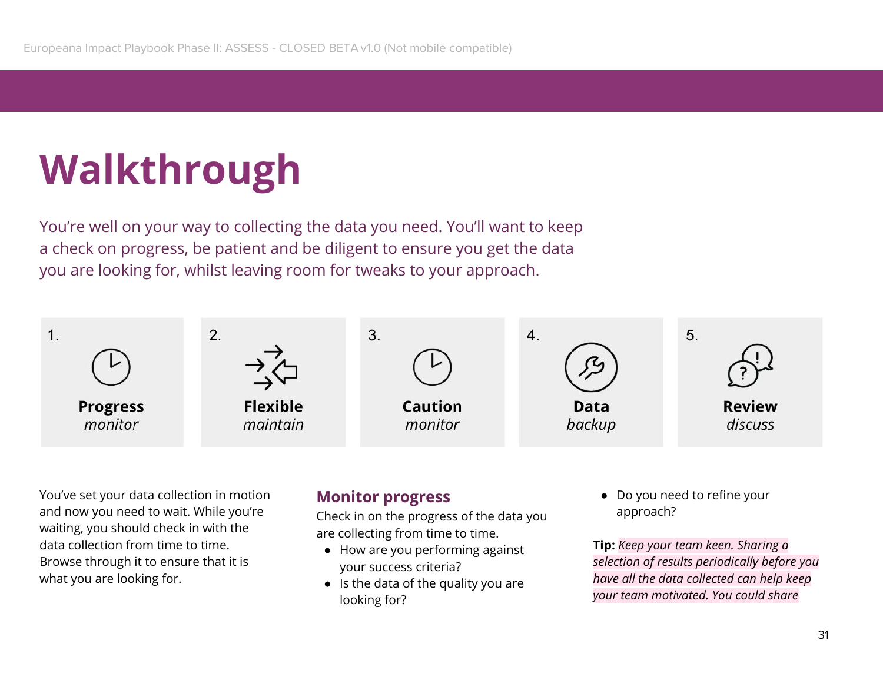# Walkthrough

You're well on your way to collecting the data you need. You'll want to keep a check on progress, be patient and be diligent to ensure you get the data you are looking for, whilst leaving room for tweaks to your approach.

1. **Progress** *monitor*
2. **Flexible** *maintain*
3. **Caution** *monitor*
4. **Data** *backup*
5. **Review** *discuss*

You've set your data collection in motion and now you need to wait. While you're waiting, you should check in with the data collection from time to time. Browse through it to ensure that it is what you are looking for.

## Monitor progress

Check in on the progress of the data you are collecting from time to time.

- How are you performing against your success criteria?
- Is the data of the quality you are looking for?
- Do you need to refine your approach?

**Tip:** *Keep your team keen. Sharing a selection of results periodically before you have all the data collected can help keep your team motivated. You could share*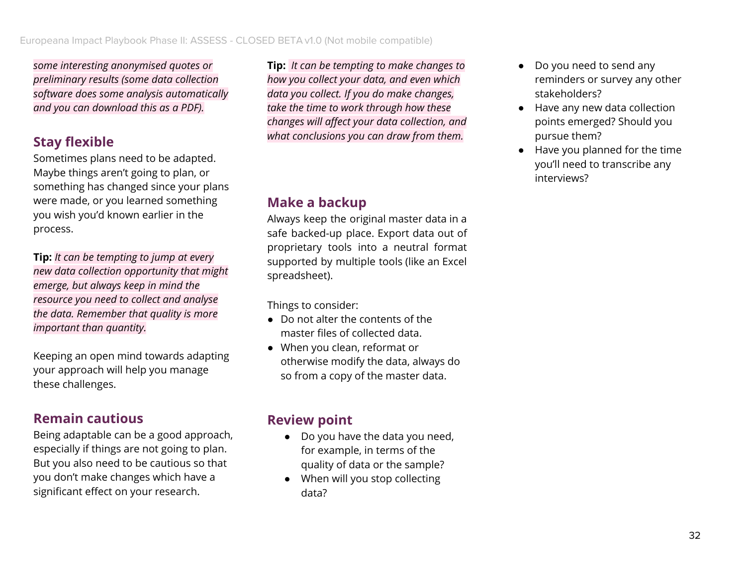*some interesting anonymised quotes or preliminary results (some data collection software does some analysis automatically and you can download this as a PDF).*

## Stay flexible

Sometimes plans need to be adapted. Maybe things aren't going to plan, or something has changed since your plans were made, or you learned something you wish you'd known earlier in the process.

**Tip:** *It can be tempting to jump at every new data collection opportunity that might emerge, but always keep in mind the resource you need to collect and analyse the data. Remember that quality is more important than quantity.*

Keeping an open mind towards adapting your approach will help you manage these challenges.

## Remain cautious

Being adaptable can be a good approach, especially if things are not going to plan. But you also need to be cautious so that you don't make changes which have a significant effect on your research.

**Tip:** *It can be tempting to make changes to how you collect your data, and even which data you collect. If you do make changes, take the time to work through how these changes will affect your data collection, and what conclusions you can draw from them.*

## Make a backup

Always keep the original master data in a safe backed-up place. Export data out of proprietary tools into a neutral format supported by multiple tools (like an Excel spreadsheet).

Things to consider:

- Do not alter the contents of the master files of collected data.
- When you clean, reformat or otherwise modify the data, always do so from a copy of the master data.

## Review point

- Do you have the data you need, for example, in terms of the quality of data or the sample?
- When will you stop collecting data?
- Do you need to send any reminders or survey any other stakeholders?
- Have any new data collection points emerged? Should you pursue them?
- Have you planned for the time you'll need to transcribe any interviews?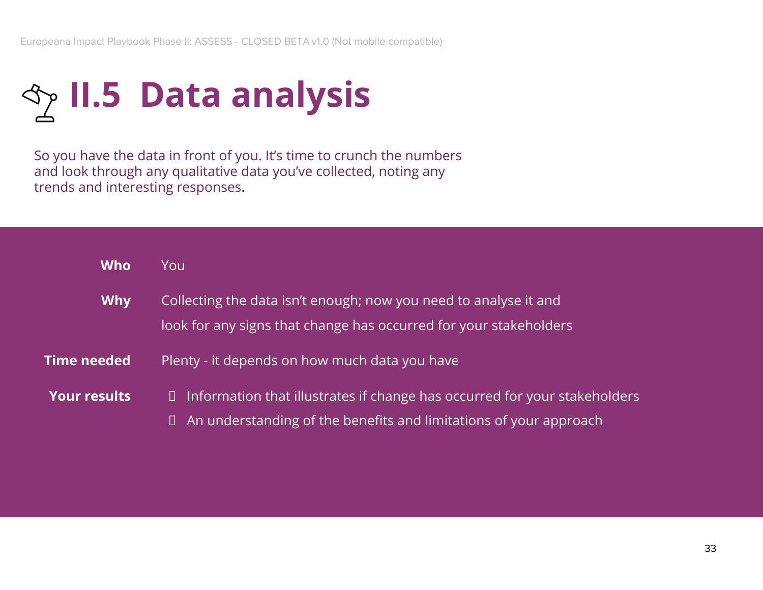# II.5 Data analysis

So you have the data in front of you. It's time to crunch the numbers and look through any qualitative data you've collected, noting any trends and interesting responses.

| | |
|---|---|
| **Who** | You |
| **Why** | Collecting the data isn't enough; now you need to analyse it and look for any signs that change has occurred for your stakeholders |
| **Time needed** | Plenty - it depends on how much data you have |
| **Your results** | - Information that illustrates if change has occurred for your stakeholders<br>- An understanding of the benefits and limitations of your approach |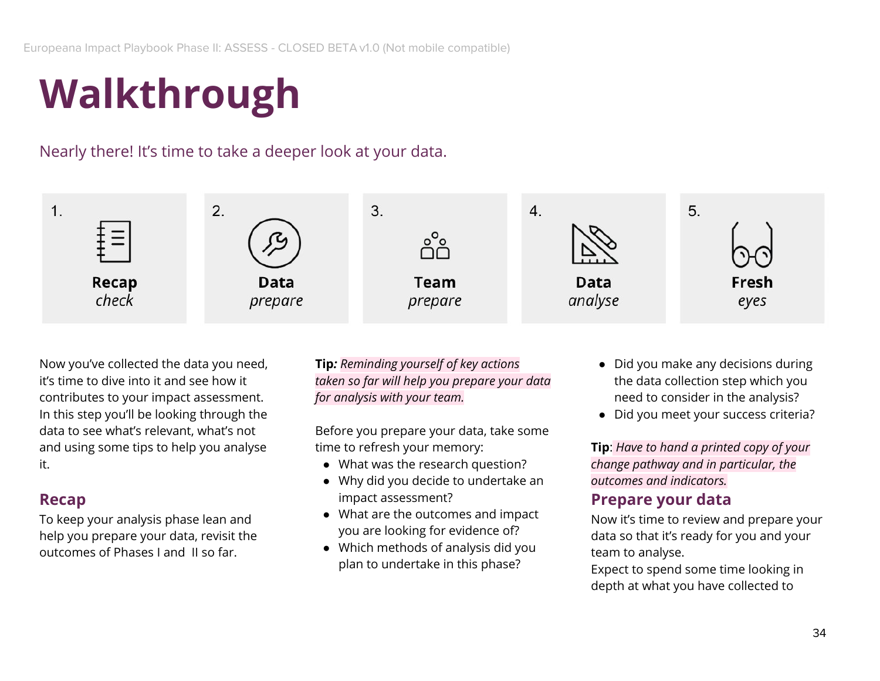# Walkthrough

Nearly there! It's time to take a deeper look at your data.

1. **Recap** *check*
2. **Data** *prepare*
3. **Team** *prepare*
4. **Data** *analyse*
5. **Fresh** *eyes*

Now you've collected the data you need, it's time to dive into it and see how it contributes to your impact assessment. In this step you'll be looking through the data to see what's relevant, what's not and using some tips to help you analyse it.

## Recap

To keep your analysis phase lean and help you prepare your data, revisit the outcomes of Phases I and II so far.

**Tip***:* *Reminding yourself of key actions taken so far will help you prepare your data for analysis with your team.*

Before you prepare your data, take some time to refresh your memory:

- What was the research question?
- Why did you decide to undertake an impact assessment?
- What are the outcomes and impact you are looking for evidence of?
- Which methods of analysis did you plan to undertake in this phase?
- Did you make any decisions during the data collection step which you need to consider in the analysis?
- Did you meet your success criteria?

**Tip**: *Have to hand a printed copy of your change pathway and in particular, the outcomes and indicators.*

## Prepare your data

Now it's time to review and prepare your data so that it's ready for you and your team to analyse.

Expect to spend some time looking in depth at what you have collected to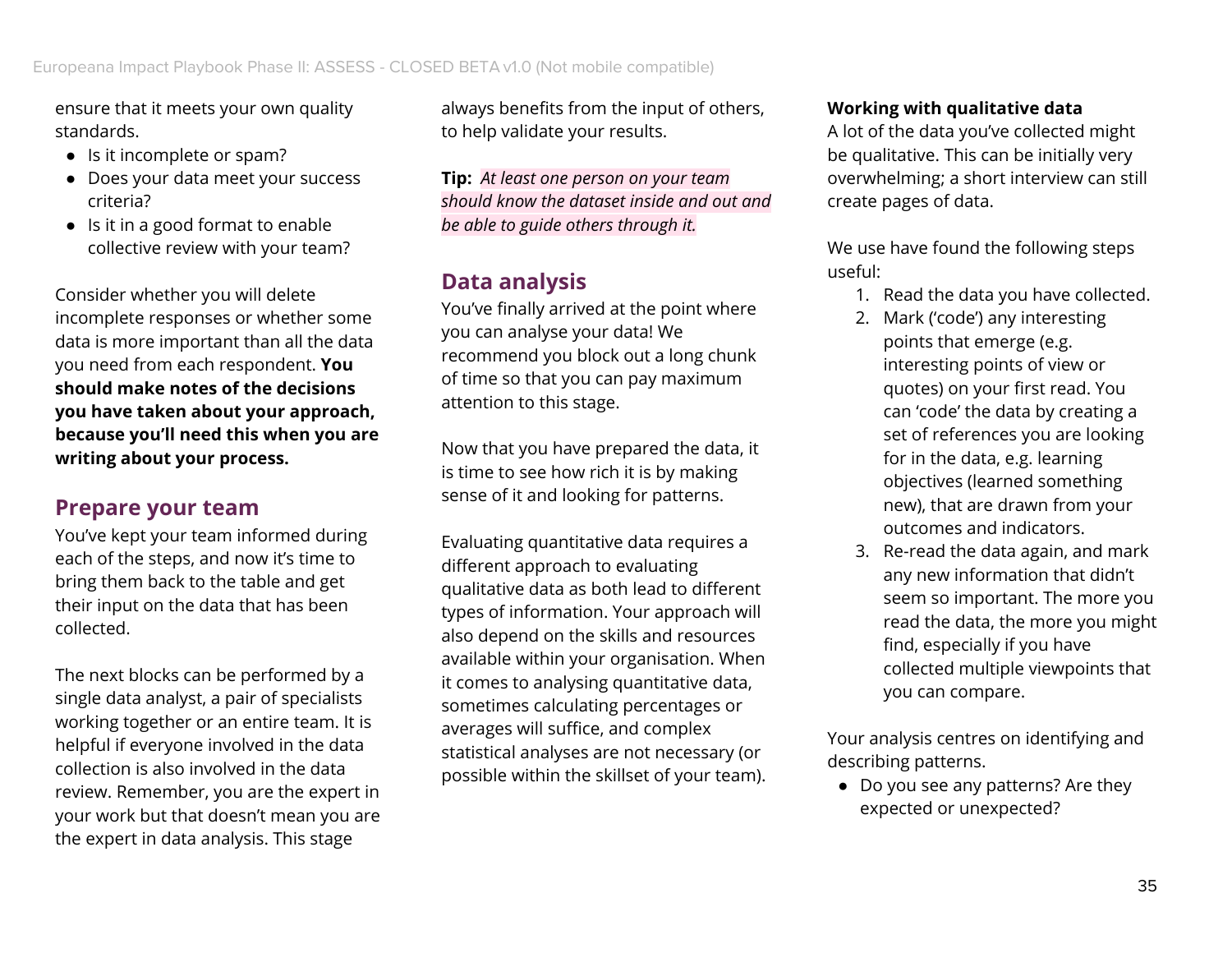ensure that it meets your own quality standards.

- Is it incomplete or spam?
- Does your data meet your success criteria?
- Is it in a good format to enable collective review with your team?

Consider whether you will delete incomplete responses or whether some data is more important than all the data you need from each respondent. **You should make notes of the decisions you have taken about your approach, because you'll need this when you are writing about your process.**

## Prepare your team

You've kept your team informed during each of the steps, and now it's time to bring them back to the table and get their input on the data that has been collected.

The next blocks can be performed by a single data analyst, a pair of specialists working together or an entire team. It is helpful if everyone involved in the data collection is also involved in the data review. Remember, you are the expert in your work but that doesn't mean you are the expert in data analysis. This stage always benefits from the input of others, to help validate your results.

**Tip:** *At least one person on your team should know the dataset inside and out and be able to guide others through it.*

## Data analysis

You've finally arrived at the point where you can analyse your data! We recommend you block out a long chunk of time so that you can pay maximum attention to this stage.

Now that you have prepared the data, it is time to see how rich it is by making sense of it and looking for patterns.

Evaluating quantitative data requires a different approach to evaluating qualitative data as both lead to different types of information. Your approach will also depend on the skills and resources available within your organisation. When it comes to analysing quantitative data, sometimes calculating percentages or averages will suffice, and complex statistical analyses are not necessary (or possible within the skillset of your team).

**Working with qualitative data**

A lot of the data you've collected might be qualitative. This can be initially very overwhelming; a short interview can still create pages of data.

We use have found the following steps useful:

1. Read the data you have collected.
2. Mark ('code') any interesting points that emerge (e.g. interesting points of view or quotes) on your first read. You can 'code' the data by creating a set of references you are looking for in the data, e.g. learning objectives (learned something new), that are drawn from your outcomes and indicators.
3. Re-read the data again, and mark any new information that didn't seem so important. The more you read the data, the more you might find, especially if you have collected multiple viewpoints that you can compare.

Your analysis centres on identifying and describing patterns.

- Do you see any patterns? Are they expected or unexpected?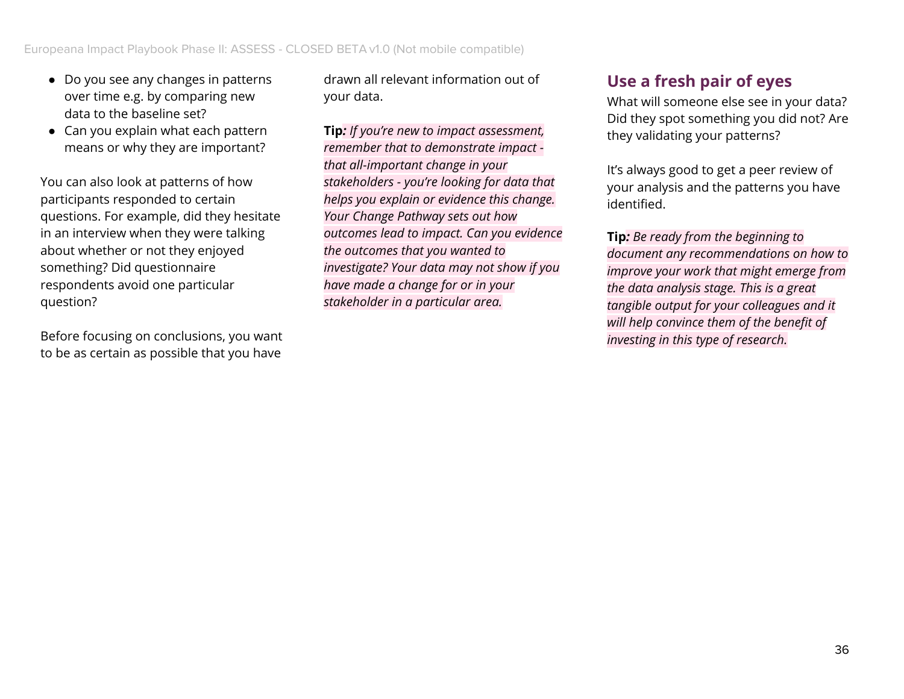- Do you see any changes in patterns over time e.g. by comparing new data to the baseline set?
- Can you explain what each pattern means or why they are important?

You can also look at patterns of how participants responded to certain questions. For example, did they hesitate in an interview when they were talking about whether or not they enjoyed something? Did questionnaire respondents avoid one particular question?

Before focusing on conclusions, you want to be as certain as possible that you have drawn all relevant information out of your data.

**Tip***: If you're new to impact assessment, remember that to demonstrate impact - that all-important change in your stakeholders - you're looking for data that helps you explain or evidence this change. Your Change Pathway sets out how outcomes lead to impact. Can you evidence the outcomes that you wanted to investigate? Your data may not show if you have made a change for or in your stakeholder in a particular area.*

## Use a fresh pair of eyes

What will someone else see in your data? Did they spot something you did not? Are they validating your patterns?

It's always good to get a peer review of your analysis and the patterns you have identified.

**Tip***: Be ready from the beginning to document any recommendations on how to improve your work that might emerge from the data analysis stage. This is a great tangible output for your colleagues and it will help convince them of the benefit of investing in this type of research.*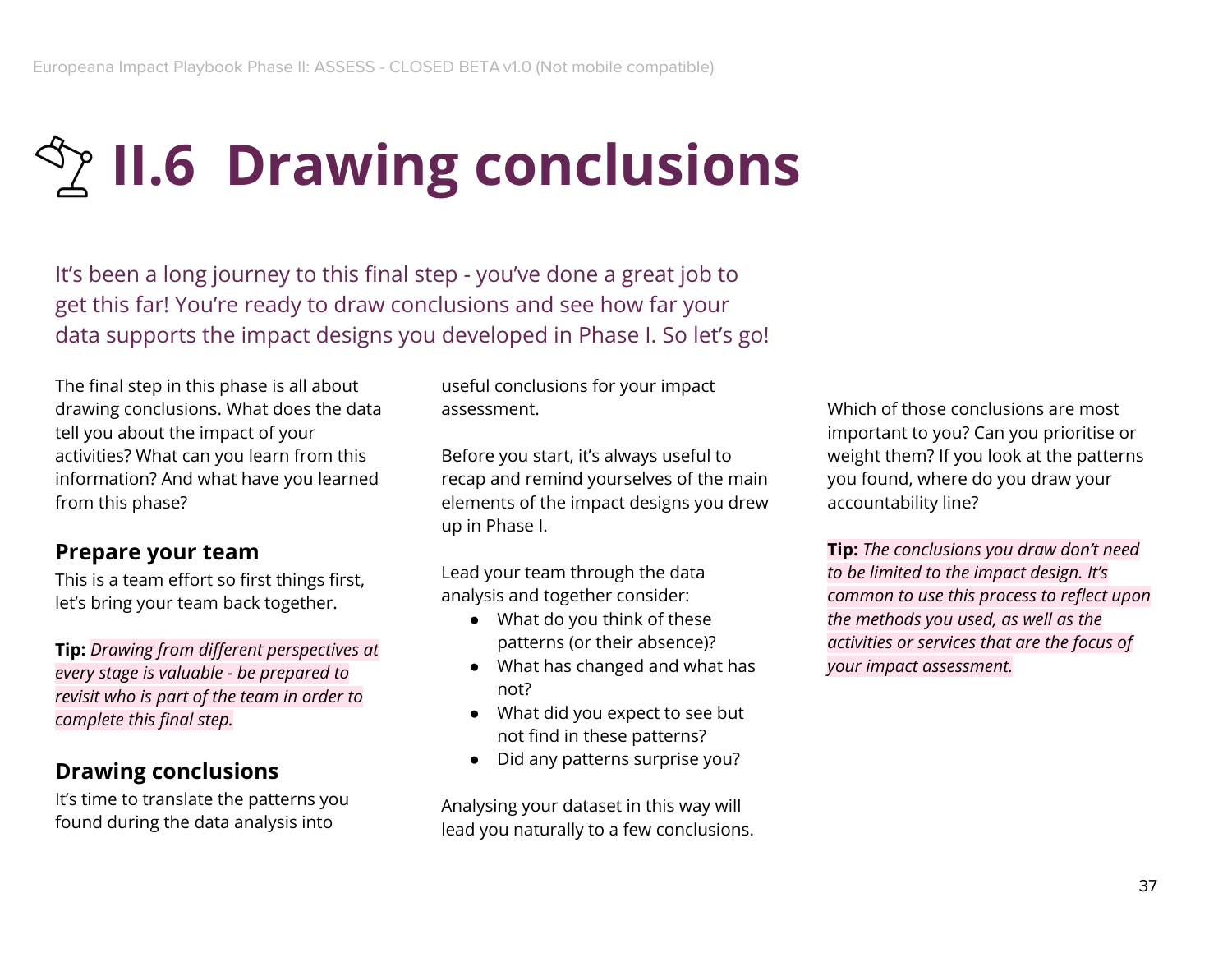# II.6 Drawing conclusions

It's been a long journey to this final step - you've done a great job to get this far! You're ready to draw conclusions and see how far your data supports the impact designs you developed in Phase I. So let's go!

The final step in this phase is all about drawing conclusions. What does the data tell you about the impact of your activities? What can you learn from this information? And what have you learned from this phase?

### Prepare your team

This is a team effort so first things first, let's bring your team back together.

**Tip:** *Drawing from different perspectives at every stage is valuable - be prepared to revisit who is part of the team in order to complete this final step.*

### Drawing conclusions

It's time to translate the patterns you found during the data analysis into useful conclusions for your impact assessment.

Before you start, it's always useful to recap and remind yourselves of the main elements of the impact designs you drew up in Phase I.

Lead your team through the data analysis and together consider:

- What do you think of these patterns (or their absence)?
- What has changed and what has not?
- What did you expect to see but not find in these patterns?
- Did any patterns surprise you?

Analysing your dataset in this way will lead you naturally to a few conclusions.

Which of those conclusions are most important to you? Can you prioritise or weight them? If you look at the patterns you found, where do you draw your accountability line?

**Tip:** *The conclusions you draw don't need to be limited to the impact design. It's common to use this process to reflect upon the methods you used, as well as the activities or services that are the focus of your impact assessment.*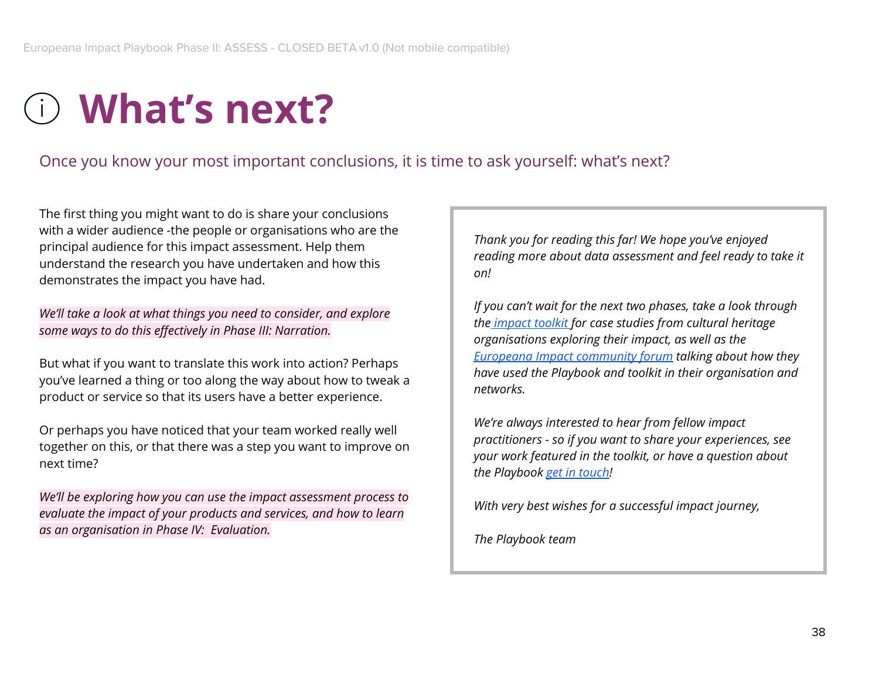# What's next?

Once you know your most important conclusions, it is time to ask yourself: what's next?

The first thing you might want to do is share your conclusions with a wider audience -the people or organisations who are the principal audience for this impact assessment. Help them understand the research you have undertaken and how this demonstrates the impact you have had.

*We'll take a look at what things you need to consider, and explore some ways to do this effectively in Phase III: Narration.*

But what if you want to translate this work into action? Perhaps you've learned a thing or too along the way about how to tweak a product or service so that its users have a better experience.

Or perhaps you have noticed that your team worked really well together on this, or that there was a step you want to improve on next time?

*We'll be exploring how you can use the impact assessment process to evaluate the impact of your products and services, and how to learn as an organisation in Phase IV: Evaluation.*

*Thank you for reading this far! We hope you've enjoyed reading more about data assessment and feel ready to take it on!*

*If you can't wait for the next two phases, take a look through the impact toolkit for case studies from cultural heritage organisations exploring their impact, as well as the Europeana Impact community forum talking about how they have used the Playbook and toolkit in their organisation and networks.*

*We're always interested to hear from fellow impact practitioners - so if you want to share your experiences, see your work featured in the toolkit, or have a question about the Playbook get in touch!*

*With very best wishes for a successful impact journey,*

*The Playbook team*